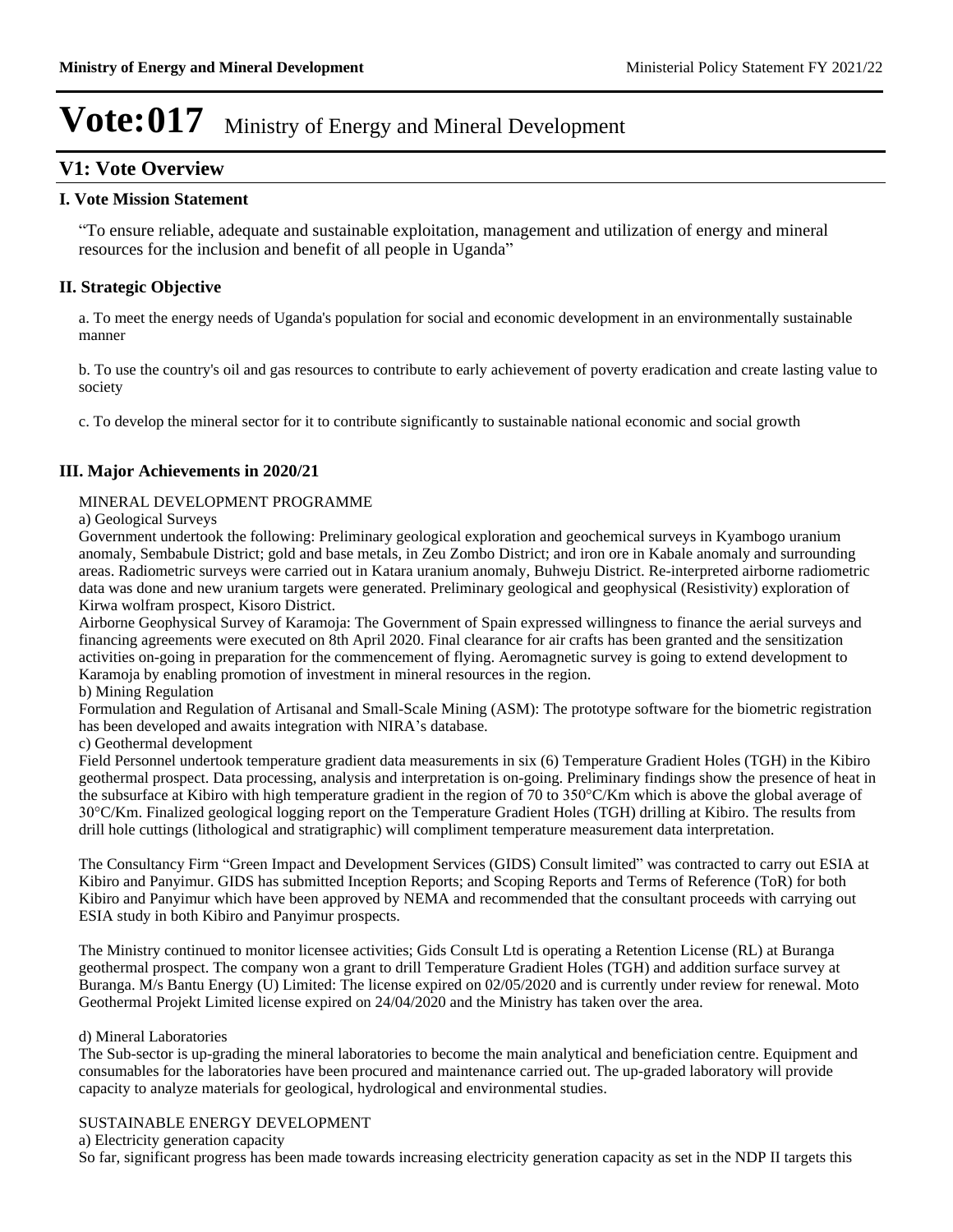# Vote:017 Ministry of Energy and Mineral Development

## V1: Vote Overview

### I. Vote Mission Statement

"To ensure reliable, adequate and sustainable exploitation, management and utilization of energy and mineral resources for the inclusion and benefit of all people in Uganda"

### II. Strategic Objective

a. To meet the energy needs of Uganda's population for social and economic development in an environmentally sustainable manner

b. To use the country's oil and gas resources to contribute to early achievement of poverty eradication and create lasting value to society

c. To develop the mineral sector for it to contribute significantly to sustainable national economic and social growth

### III. Major Achievements in 2020/21

MINERAL DEVELOPMENT PROGRAMME

a) Geological Surveys

Government undertook the following: Preliminary geological exploration and geochemical surveys in Kyambogo uranium anomaly, Sembabule District; gold and base metals, in Zeu Zombo District; and iron ore in Kabale anomaly and surrounding areas. Radiometric surveys were carried out in Katara uranium anomaly, Buhweju District. Re-interpreted airborne radiometric data was done and new uranium targets were generated. Preliminary geological and geophysical (Resistivity) exploration of Kirwa wolfram prospect, Kisoro District.

Airborne Geophysical Survey of Karamoja: The Government of Spain expressed willingness to finance the aerial surveys and financing agreements were executed on 8th April 2020. Final clearance for air crafts has been granted and the sensitization activities on-going in preparation for the commencement of flying. Aeromagnetic survey is going to extend development to Karamoja by enabling promotion of investment in mineral resources in the region.

b) Mining Regulation

Formulation and Regulation of Artisanal and Small-Scale Mining (ASM): The prototype software for the biometric registration has been developed and awaits integration with NIRA's database.

c) Geothermal development

Field Personnel undertook temperature gradient data measurements in six (6) Temperature Gradient Holes (TGH) in the Kibiro geothermal prospect. Data processing, analysis and interpretation is on-going. Preliminary findings show the presence of heat in the subsurface at Kibiro with high temperature gradient in the region of 70 to 350°C/Km which is above the global average of 30°C/Km. Finalized geological logging report on the Temperature Gradient Holes (TGH) drilling at Kibiro. The results from drill hole cuttings (lithological and stratigraphic) will compliment temperature measurement data interpretation.

The Consultancy Firm "Green Impact and Development Services (GIDS) Consult limited" was contracted to carry out ESIA at Kibiro and Panyimur. GIDS has submitted Inception Reports; and Scoping Reports and Terms of Reference (ToR) for both Kibiro and Panyimur which have been approved by NEMA and recommended that the consultant proceeds with carrying out ESIA study in both Kibiro and Panyimur prospects.

The Ministry continued to monitor licensee activities; Gids Consult Ltd is operating a Retention License (RL) at Buranga geothermal prospect. The company won a grant to drill Temperature Gradient Holes (TGH) and addition surface survey at Buranga. M/s Bantu Energy (U) Limited: The license expired on 02/05/2020 and is currently under review for renewal. Moto Geothermal Projekt Limited license expired on 24/04/2020 and the Ministry has taken over the area.

d) Mineral Laboratories

The Sub-sector is up-grading the mineral laboratories to become the main analytical and beneficiation centre. Equipment and consumables for the laboratories have been procured and maintenance carried out. The up-graded laboratory will provide capacity to analyze materials for geological, hydrological and environmental studies.

SUSTAINABLE ENERGY DEVELOPMENT

a) Electricity generation capacity

So far, significant progress has been made towards increasing electricity generation capacity as set in the NDP II targets this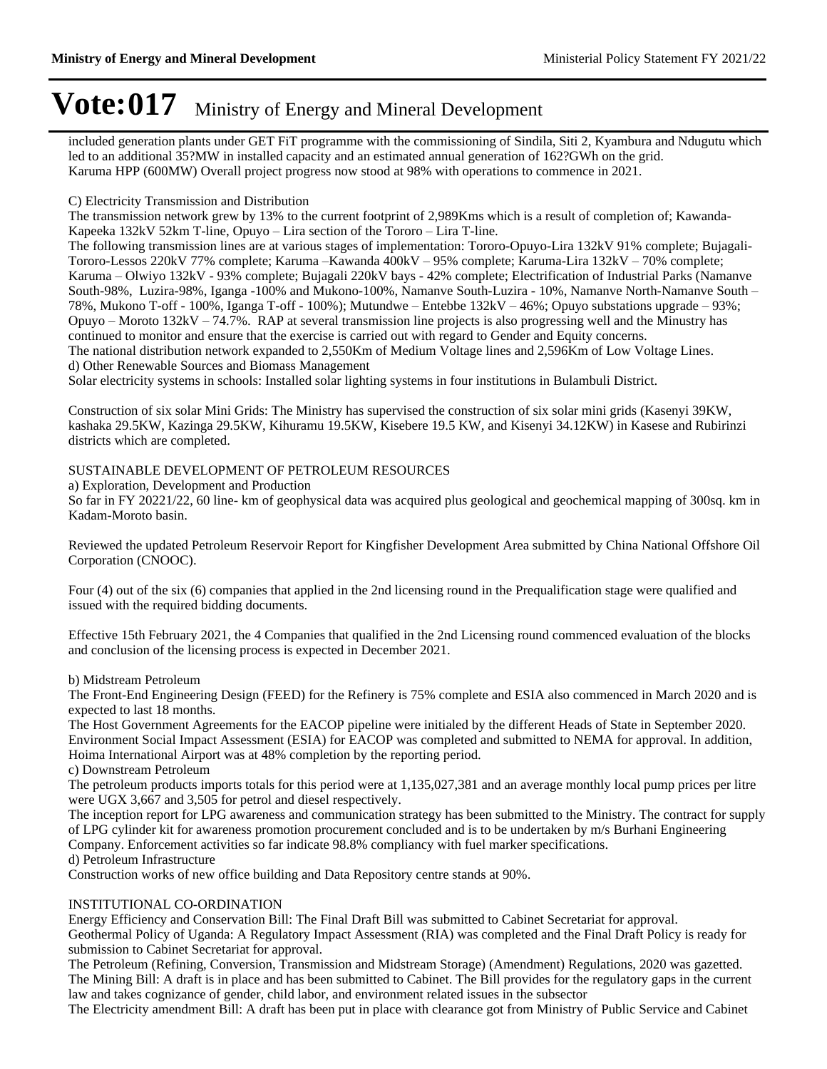included generation plants under GET FiT programme with the commissioning of Sindila, Siti 2, Kyambura and Ndugutu which led to an additional 35?MW in installed capacity and an estimated annual generation of 162?GWh on the grid.
Karuma HPP (600MW) Overall project progress now stood at 98% with operations to commence in 2021.

C) Electricity Transmission and Distribution
The transmission network grew by 13% to the current footprint of 2,989Kms which is a result of completion of; Kawanda-Kapeeka 132kV 52km T-line, Opuyo – Lira section of the Tororo – Lira T-line.
The following transmission lines are at various stages of implementation: Tororo-Opuyo-Lira 132kV 91% complete; Bujagali-Tororo-Lessos 220kV 77% complete; Karuma –Kawanda 400kV – 95% complete; Karuma-Lira 132kV – 70% complete; Karuma – Olwiyo 132kV - 93% complete; Bujagali 220kV bays - 42% complete; Electrification of Industrial Parks (Namanve South-98%, Luzira-98%, Iganga -100% and Mukono-100%, Namanve South-Luzira - 10%, Namanve North-Namanve South – 78%, Mukono T-off - 100%, Iganga T-off - 100%); Mutundwe – Entebbe 132kV – 46%; Opuyo substations upgrade – 93%; Opuyo – Moroto 132kV – 74.7%. RAP at several transmission line projects is also progressing well and the Minustry has continued to monitor and ensure that the exercise is carried out with regard to Gender and Equity concerns.
The national distribution network expanded to 2,550Km of Medium Voltage lines and 2,596Km of Low Voltage Lines.
d) Other Renewable Sources and Biomass Management
Solar electricity systems in schools: Installed solar lighting systems in four institutions in Bulambuli District.

Construction of six solar Mini Grids: The Ministry has supervised the construction of six solar mini grids (Kasenyi 39KW, kashaka 29.5KW, Kazinga 29.5KW, Kihuramu 19.5KW, Kisebere 19.5 KW, and Kisenyi 34.12KW) in Kasese and Rubirinzi districts which are completed.

SUSTAINABLE DEVELOPMENT OF PETROLEUM RESOURCES
a) Exploration, Development and Production
So far in FY 20221/22, 60 line- km of geophysical data was acquired plus geological and geochemical mapping of 300sq. km in Kadam-Moroto basin.

Reviewed the updated Petroleum Reservoir Report for Kingfisher Development Area submitted by China National Offshore Oil Corporation (CNOOC).

Four (4) out of the six (6) companies that applied in the 2nd licensing round in the Prequalification stage were qualified and issued with the required bidding documents.

Effective 15th February 2021, the 4 Companies that qualified in the 2nd Licensing round commenced evaluation of the blocks and conclusion of the licensing process is expected in December 2021.

b) Midstream Petroleum
The Front-End Engineering Design (FEED) for the Refinery is 75% complete and ESIA also commenced in March 2020 and is expected to last 18 months.
The Host Government Agreements for the EACOP pipeline were initialed by the different Heads of State in September 2020. Environment Social Impact Assessment (ESIA) for EACOP was completed and submitted to NEMA for approval. In addition, Hoima International Airport was at 48% completion by the reporting period.
c) Downstream Petroleum
The petroleum products imports totals for this period were at 1,135,027,381 and an average monthly local pump prices per litre were UGX 3,667 and 3,505 for petrol and diesel respectively.
The inception report for LPG awareness and communication strategy has been submitted to the Ministry. The contract for supply of LPG cylinder kit for awareness promotion procurement concluded and is to be undertaken by m/s Burhani Engineering Company. Enforcement activities so far indicate 98.8% compliancy with fuel marker specifications.
d) Petroleum Infrastructure
Construction works of new office building and Data Repository centre stands at 90%.

INSTITUTIONAL CO-ORDINATION
Energy Efficiency and Conservation Bill: The Final Draft Bill was submitted to Cabinet Secretariat for approval.
Geothermal Policy of Uganda: A Regulatory Impact Assessment (RIA) was completed and the Final Draft Policy is ready for submission to Cabinet Secretariat for approval.
The Petroleum (Refining, Conversion, Transmission and Midstream Storage) (Amendment) Regulations, 2020 was gazetted.
The Mining Bill: A draft is in place and has been submitted to Cabinet. The Bill provides for the regulatory gaps in the current law and takes cognizance of gender, child labor, and environment related issues in the subsector
The Electricity amendment Bill: A draft has been put in place with clearance got from Ministry of Public Service and Cabinet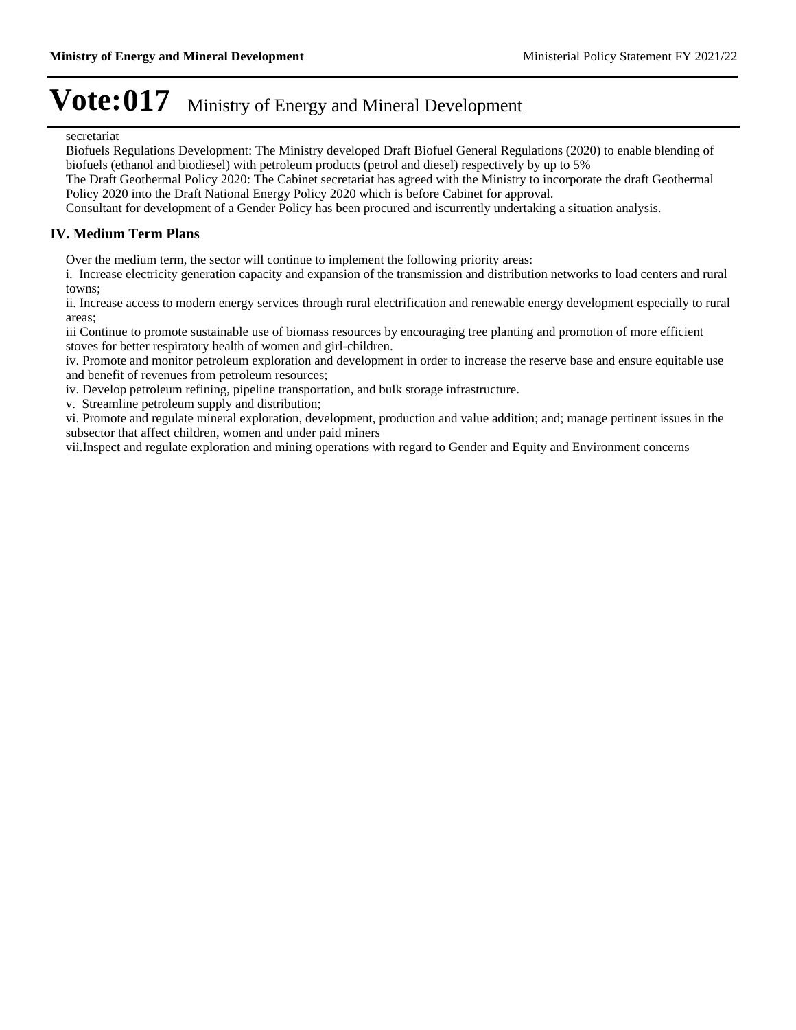secretariat

Biofuels Regulations Development: The Ministry developed Draft Biofuel General Regulations (2020) to enable blending of biofuels (ethanol and biodiesel) with petroleum products (petrol and diesel) respectively by up to 5%

The Draft Geothermal Policy 2020: The Cabinet secretariat has agreed with the Ministry to incorporate the draft Geothermal Policy 2020 into the Draft National Energy Policy 2020 which is before Cabinet for approval.

Consultant for development of a Gender Policy has been procured and iscurrently undertaking a situation analysis.

## IV. Medium Term Plans

Over the medium term, the sector will continue to implement the following priority areas:

i. Increase electricity generation capacity and expansion of the transmission and distribution networks to load centers and rural towns;

ii. Increase access to modern energy services through rural electrification and renewable energy development especially to rural areas;

iii Continue to promote sustainable use of biomass resources by encouraging tree planting and promotion of more efficient stoves for better respiratory health of women and girl-children.

iv. Promote and monitor petroleum exploration and development in order to increase the reserve base and ensure equitable use and benefit of revenues from petroleum resources;

iv. Develop petroleum refining, pipeline transportation, and bulk storage infrastructure.

v. Streamline petroleum supply and distribution;

vi. Promote and regulate mineral exploration, development, production and value addition; and; manage pertinent issues in the subsector that affect children, women and under paid miners

vii.Inspect and regulate exploration and mining operations with regard to Gender and Equity and Environment concerns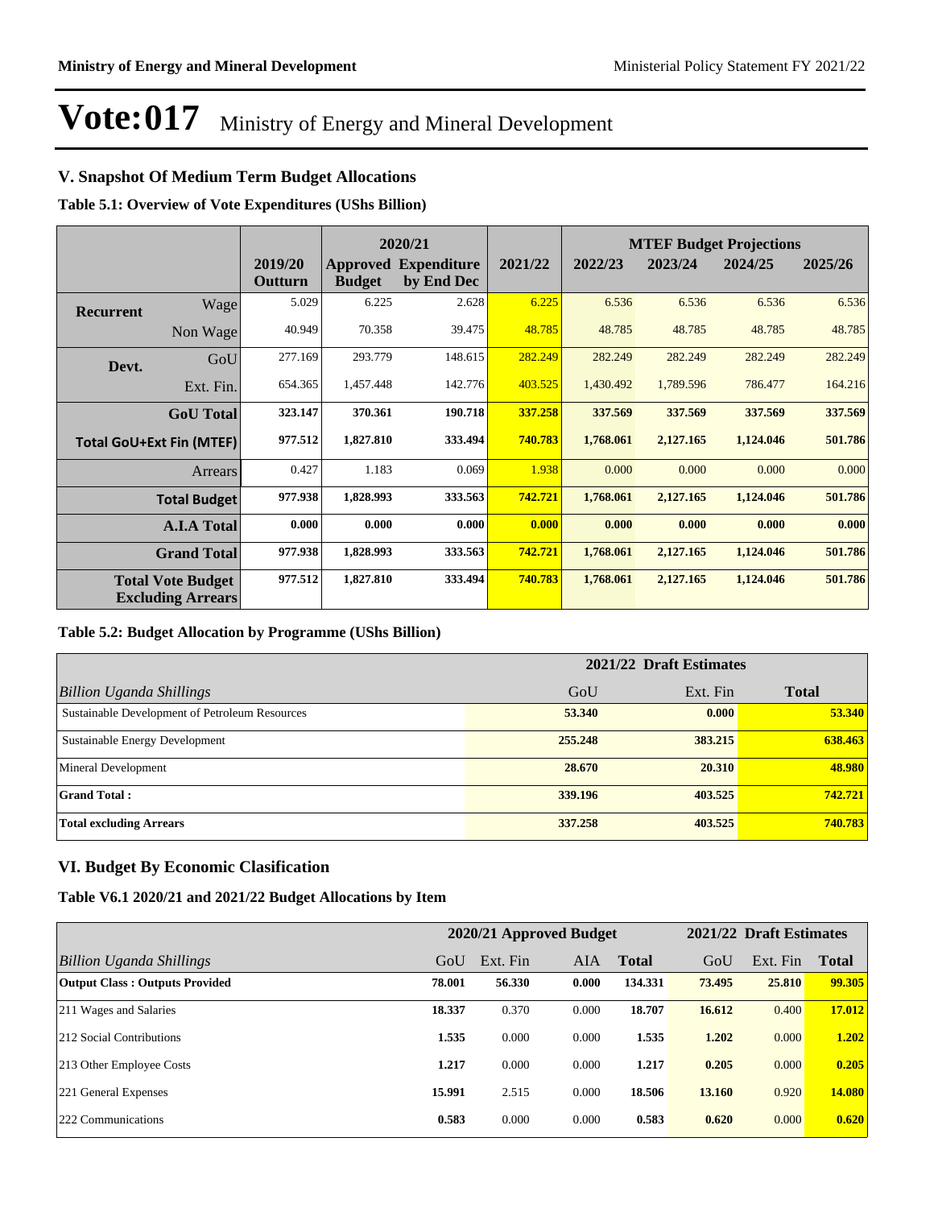# Vote:017 Ministry of Energy and Mineral Development

## V. Snapshot Of Medium Term Budget Allocations

**Table 5.1: Overview of Vote Expenditures (UShs Billion)**

| | | 2019/20 Outturn | 2020/21 Approved Budget | 2020/21 Expenditure by End Dec | 2021/22 | MTEF Budget Projections 2022/23 | 2023/24 | 2024/25 | 2025/26 |
|---|---|---|---|---|---|---|---|---|---|
| **Recurrent** | Wage | 5.029 | 6.225 | 2.628 | 6.225 | 6.536 | 6.536 | 6.536 | 6.536 |
| | Non Wage | 40.949 | 70.358 | 39.475 | 48.785 | 48.785 | 48.785 | 48.785 | 48.785 |
| **Devt.** | GoU | 277.169 | 293.779 | 148.615 | 282.249 | 282.249 | 282.249 | 282.249 | 282.249 |
| | Ext. Fin. | 654.365 | 1,457.448 | 142.776 | 403.525 | 1,430.492 | 1,789.596 | 786.477 | 164.216 |
| | **GoU Total** | **323.147** | **370.361** | **190.718** | **337.258** | **337.569** | **337.569** | **337.569** | **337.569** |
| **Total GoU+Ext Fin (MTEF)** | | **977.512** | **1,827.810** | **333.494** | **740.783** | **1,768.061** | **2,127.165** | **1,124.046** | **501.786** |
| | Arrears | 0.427 | 1.183 | 0.069 | 1.938 | 0.000 | 0.000 | 0.000 | 0.000 |
| | **Total Budget** | **977.938** | **1,828.993** | **333.563** | **742.721** | **1,768.061** | **2,127.165** | **1,124.046** | **501.786** |
| | **A.I.A Total** | **0.000** | **0.000** | **0.000** | **0.000** | **0.000** | **0.000** | **0.000** | **0.000** |
| | **Grand Total** | **977.938** | **1,828.993** | **333.563** | **742.721** | **1,768.061** | **2,127.165** | **1,124.046** | **501.786** |
| **Total Vote Budget Excluding Arrears** | | **977.512** | **1,827.810** | **333.494** | **740.783** | **1,768.061** | **2,127.165** | **1,124.046** | **501.786** |

**Table 5.2: Budget Allocation by Programme (UShs Billion)**

| | 2021/22 Draft Estimates | | |
|---|---|---|---|
| *Billion Uganda Shillings* | GoU | Ext. Fin | **Total** |
| Sustainable Development of Petroleum Resources | **53.340** | **0.000** | **53.340** |
| Sustainable Energy Development | **255.248** | **383.215** | **638.463** |
| Mineral Development | **28.670** | **20.310** | **48.980** |
| **Grand Total :** | **339.196** | **403.525** | **742.721** |
| **Total excluding Arrears** | **337.258** | **403.525** | **740.783** |

## VI. Budget By Economic Clasification

**Table V6.1 2020/21 and 2021/22 Budget Allocations by Item**

| | 2020/21 Approved Budget | | | | 2021/22 Draft Estimates | | |
|---|---|---|---|---|---|---|---|
| *Billion Uganda Shillings* | GoU | Ext. Fin | AIA | **Total** | GoU | Ext. Fin | **Total** |
| **Output Class : Outputs Provided** | **78.001** | **56.330** | **0.000** | **134.331** | **73.495** | **25.810** | **99.305** |
| 211 Wages and Salaries | **18.337** | 0.370 | 0.000 | **18.707** | **16.612** | 0.400 | **17.012** |
| 212 Social Contributions | **1.535** | 0.000 | 0.000 | **1.535** | **1.202** | 0.000 | **1.202** |
| 213 Other Employee Costs | **1.217** | 0.000 | 0.000 | **1.217** | **0.205** | 0.000 | **0.205** |
| 221 General Expenses | **15.991** | 2.515 | 0.000 | **18.506** | **13.160** | 0.920 | **14.080** |
| 222 Communications | **0.583** | 0.000 | 0.000 | **0.583** | **0.620** | 0.000 | **0.620** |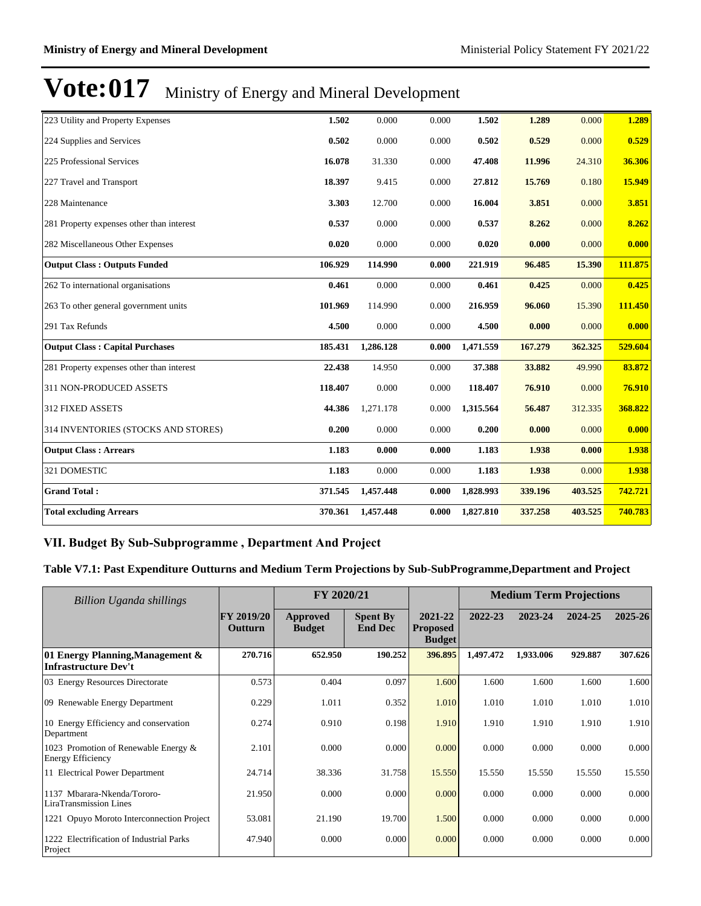# Vote:017 Ministry of Energy and Mineral Development

| | | | | | | | |
|---|---|---|---|---|---|---|---|
| 223 Utility and Property Expenses | **1.502** | 0.000 | 0.000 | **1.502** | **1.289** | 0.000 | **1.289** |
| 224 Supplies and Services | **0.502** | 0.000 | 0.000 | **0.502** | **0.529** | 0.000 | **0.529** |
| 225 Professional Services | **16.078** | 31.330 | 0.000 | **47.408** | **11.996** | 24.310 | **36.306** |
| 227 Travel and Transport | **18.397** | 9.415 | 0.000 | **27.812** | **15.769** | 0.180 | **15.949** |
| 228 Maintenance | **3.303** | 12.700 | 0.000 | **16.004** | **3.851** | 0.000 | **3.851** |
| 281 Property expenses other than interest | **0.537** | 0.000 | 0.000 | **0.537** | **8.262** | 0.000 | **8.262** |
| 282 Miscellaneous Other Expenses | **0.020** | 0.000 | 0.000 | **0.020** | **0.000** | 0.000 | **0.000** |
| **Output Class : Outputs Funded** | **106.929** | **114.990** | **0.000** | **221.919** | **96.485** | **15.390** | **111.875** |
| 262 To international organisations | **0.461** | 0.000 | 0.000 | **0.461** | **0.425** | 0.000 | **0.425** |
| 263 To other general government units | **101.969** | 114.990 | 0.000 | **216.959** | **96.060** | 15.390 | **111.450** |
| 291 Tax Refunds | **4.500** | 0.000 | 0.000 | **4.500** | **0.000** | 0.000 | **0.000** |
| **Output Class : Capital Purchases** | **185.431** | **1,286.128** | **0.000** | **1,471.559** | **167.279** | **362.325** | **529.604** |
| 281 Property expenses other than interest | **22.438** | 14.950 | 0.000 | **37.388** | **33.882** | 49.990 | **83.872** |
| 311 NON-PRODUCED ASSETS | **118.407** | 0.000 | 0.000 | **118.407** | **76.910** | 0.000 | **76.910** |
| 312 FIXED ASSETS | **44.386** | 1,271.178 | 0.000 | **1,315.564** | **56.487** | 312.335 | **368.822** |
| 314 INVENTORIES (STOCKS AND STORES) | **0.200** | 0.000 | 0.000 | **0.200** | **0.000** | 0.000 | **0.000** |
| **Output Class : Arrears** | **1.183** | **0.000** | **0.000** | **1.183** | **1.938** | **0.000** | **1.938** |
| 321 DOMESTIC | **1.183** | 0.000 | 0.000 | **1.183** | **1.938** | 0.000 | **1.938** |
| **Grand Total :** | **371.545** | **1,457.448** | **0.000** | **1,828.993** | **339.196** | **403.525** | **742.721** |
| **Total excluding Arrears** | **370.361** | **1,457.448** | **0.000** | **1,827.810** | **337.258** | **403.525** | **740.783** |

## VII. Budget By Sub-Subprogramme , Department And Project

### Table V7.1: Past Expenditure Outturns and Medium Term Projections by Sub-SubProgramme,Department and Project

| *Billion Uganda shillings* | | FY 2020/21 | | | Medium Term Projections | | | |
|---|---|---|---|---|---|---|---|---|
| | **FY 2019/20 Outturn** | **Approved Budget** | **Spent By End Dec** | **2021-22 Proposed Budget** | **2022-23** | **2023-24** | **2024-25** | **2025-26** |
| **01 Energy Planning,Management & Infrastructure Dev't** | **270.716** | **652.950** | **190.252** | **396.895** | **1,497.472** | **1,933.006** | **929.887** | **307.626** |
| 03 Energy Resources Directorate | 0.573 | 0.404 | 0.097 | 1.600 | 1.600 | 1.600 | 1.600 | 1.600 |
| 09 Renewable Energy Department | 0.229 | 1.011 | 0.352 | 1.010 | 1.010 | 1.010 | 1.010 | 1.010 |
| 10 Energy Efficiency and conservation Department | 0.274 | 0.910 | 0.198 | 1.910 | 1.910 | 1.910 | 1.910 | 1.910 |
| 1023 Promotion of Renewable Energy & Energy Efficiency | 2.101 | 0.000 | 0.000 | 0.000 | 0.000 | 0.000 | 0.000 | 0.000 |
| 11 Electrical Power Department | 24.714 | 38.336 | 31.758 | 15.550 | 15.550 | 15.550 | 15.550 | 15.550 |
| 1137 Mbarara-Nkenda/Tororo-LiraTransmission Lines | 21.950 | 0.000 | 0.000 | 0.000 | 0.000 | 0.000 | 0.000 | 0.000 |
| 1221 Opuyo Moroto Interconnection Project | 53.081 | 21.190 | 19.700 | 1.500 | 0.000 | 0.000 | 0.000 | 0.000 |
| 1222 Electrification of Industrial Parks Project | 47.940 | 0.000 | 0.000 | 0.000 | 0.000 | 0.000 | 0.000 | 0.000 |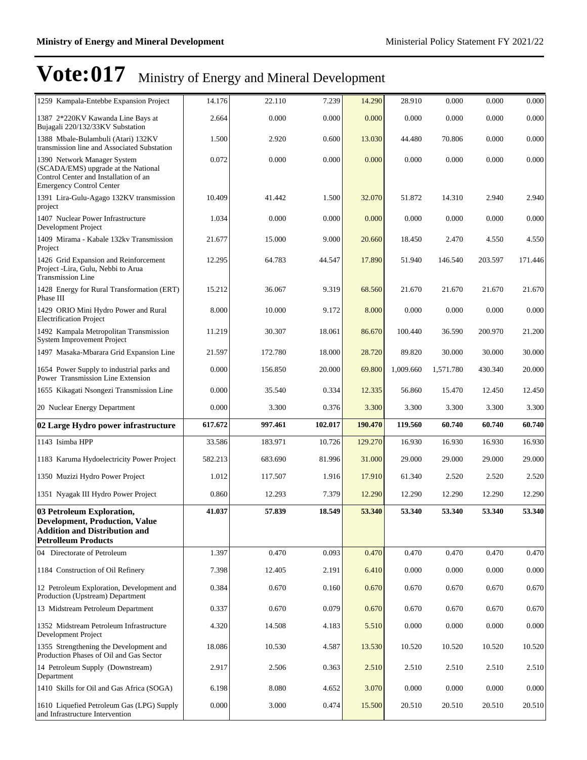# Vote:017 Ministry of Energy and Mineral Development

| | | | | | | | | |
|---|---|---|---|---|---|---|---|---|
| 1259 Kampala-Entebbe Expansion Project | 14.176 | 22.110 | 7.239 | 14.290 | 28.910 | 0.000 | 0.000 | 0.000 |
| 1387 2*220KV Kawanda Line Bays at Bujagali 220/132/33KV Substation | 2.664 | 0.000 | 0.000 | 0.000 | 0.000 | 0.000 | 0.000 | 0.000 |
| 1388 Mbale-Bulambuli (Atari) 132KV transmission line and Associated Substation | 1.500 | 2.920 | 0.600 | 13.030 | 44.480 | 70.806 | 0.000 | 0.000 |
| 1390 Network Manager System (SCADA/EMS) upgrade at the National Control Center and Installation of an Emergency Control Center | 0.072 | 0.000 | 0.000 | 0.000 | 0.000 | 0.000 | 0.000 | 0.000 |
| 1391 Lira-Gulu-Agago 132KV transmission project | 10.409 | 41.442 | 1.500 | 32.070 | 51.872 | 14.310 | 2.940 | 2.940 |
| 1407 Nuclear Power Infrastructure Development Project | 1.034 | 0.000 | 0.000 | 0.000 | 0.000 | 0.000 | 0.000 | 0.000 |
| 1409 Mirama - Kabale 132kv Transmission Project | 21.677 | 15.000 | 9.000 | 20.660 | 18.450 | 2.470 | 4.550 | 4.550 |
| 1426 Grid Expansion and Reinforcement Project -Lira, Gulu, Nebbi to Arua Transmission Line | 12.295 | 64.783 | 44.547 | 17.890 | 51.940 | 146.540 | 203.597 | 171.446 |
| 1428 Energy for Rural Transformation (ERT) Phase III | 15.212 | 36.067 | 9.319 | 68.560 | 21.670 | 21.670 | 21.670 | 21.670 |
| 1429 ORIO Mini Hydro Power and Rural Electrification Project | 8.000 | 10.000 | 9.172 | 8.000 | 0.000 | 0.000 | 0.000 | 0.000 |
| 1492 Kampala Metropolitan Transmission System Improvement Project | 11.219 | 30.307 | 18.061 | 86.670 | 100.440 | 36.590 | 200.970 | 21.200 |
| 1497 Masaka-Mbarara Grid Expansion Line | 21.597 | 172.780 | 18.000 | 28.720 | 89.820 | 30.000 | 30.000 | 30.000 |
| 1654 Power Supply to industrial parks and Power Transmission Line Extension | 0.000 | 156.850 | 20.000 | 69.800 | 1,009.660 | 1,571.780 | 430.340 | 20.000 |
| 1655 Kikagati Nsongezi Transmission Line | 0.000 | 35.540 | 0.334 | 12.335 | 56.860 | 15.470 | 12.450 | 12.450 |
| 20 Nuclear Energy Department | 0.000 | 3.300 | 0.376 | 3.300 | 3.300 | 3.300 | 3.300 | 3.300 |
| **02 Large Hydro power infrastructure** | **617.672** | **997.461** | **102.017** | **190.470** | **119.560** | **60.740** | **60.740** | **60.740** |
| 1143 Isimba HPP | 33.586 | 183.971 | 10.726 | 129.270 | 16.930 | 16.930 | 16.930 | 16.930 |
| 1183 Karuma Hydoelectricity Power Project | 582.213 | 683.690 | 81.996 | 31.000 | 29.000 | 29.000 | 29.000 | 29.000 |
| 1350 Muzizi Hydro Power Project | 1.012 | 117.507 | 1.916 | 17.910 | 61.340 | 2.520 | 2.520 | 2.520 |
| 1351 Nyagak III Hydro Power Project | 0.860 | 12.293 | 7.379 | 12.290 | 12.290 | 12.290 | 12.290 | 12.290 |
| **03 Petroleum Exploration, Development, Production, Value Addition and Distribution and Petrolleum Products** | **41.037** | **57.839** | **18.549** | **53.340** | **53.340** | **53.340** | **53.340** | **53.340** |
| 04 Directorate of Petroleum | 1.397 | 0.470 | 0.093 | 0.470 | 0.470 | 0.470 | 0.470 | 0.470 |
| 1184 Construction of Oil Refinery | 7.398 | 12.405 | 2.191 | 6.410 | 0.000 | 0.000 | 0.000 | 0.000 |
| 12 Petroleum Exploration, Development and Production (Upstream) Department | 0.384 | 0.670 | 0.160 | 0.670 | 0.670 | 0.670 | 0.670 | 0.670 |
| 13 Midstream Petroleum Department | 0.337 | 0.670 | 0.079 | 0.670 | 0.670 | 0.670 | 0.670 | 0.670 |
| 1352 Midstream Petroleum Infrastructure Development Project | 4.320 | 14.508 | 4.183 | 5.510 | 0.000 | 0.000 | 0.000 | 0.000 |
| 1355 Strengthening the Development and Production Phases of Oil and Gas Sector | 18.086 | 10.530 | 4.587 | 13.530 | 10.520 | 10.520 | 10.520 | 10.520 |
| 14 Petroleum Supply (Downstream) Department | 2.917 | 2.506 | 0.363 | 2.510 | 2.510 | 2.510 | 2.510 | 2.510 |
| 1410 Skills for Oil and Gas Africa (SOGA) | 6.198 | 8.080 | 4.652 | 3.070 | 0.000 | 0.000 | 0.000 | 0.000 |
| 1610 Liquefied Petroleum Gas (LPG) Supply and Infrastructure Intervention | 0.000 | 3.000 | 0.474 | 15.500 | 20.510 | 20.510 | 20.510 | 20.510 |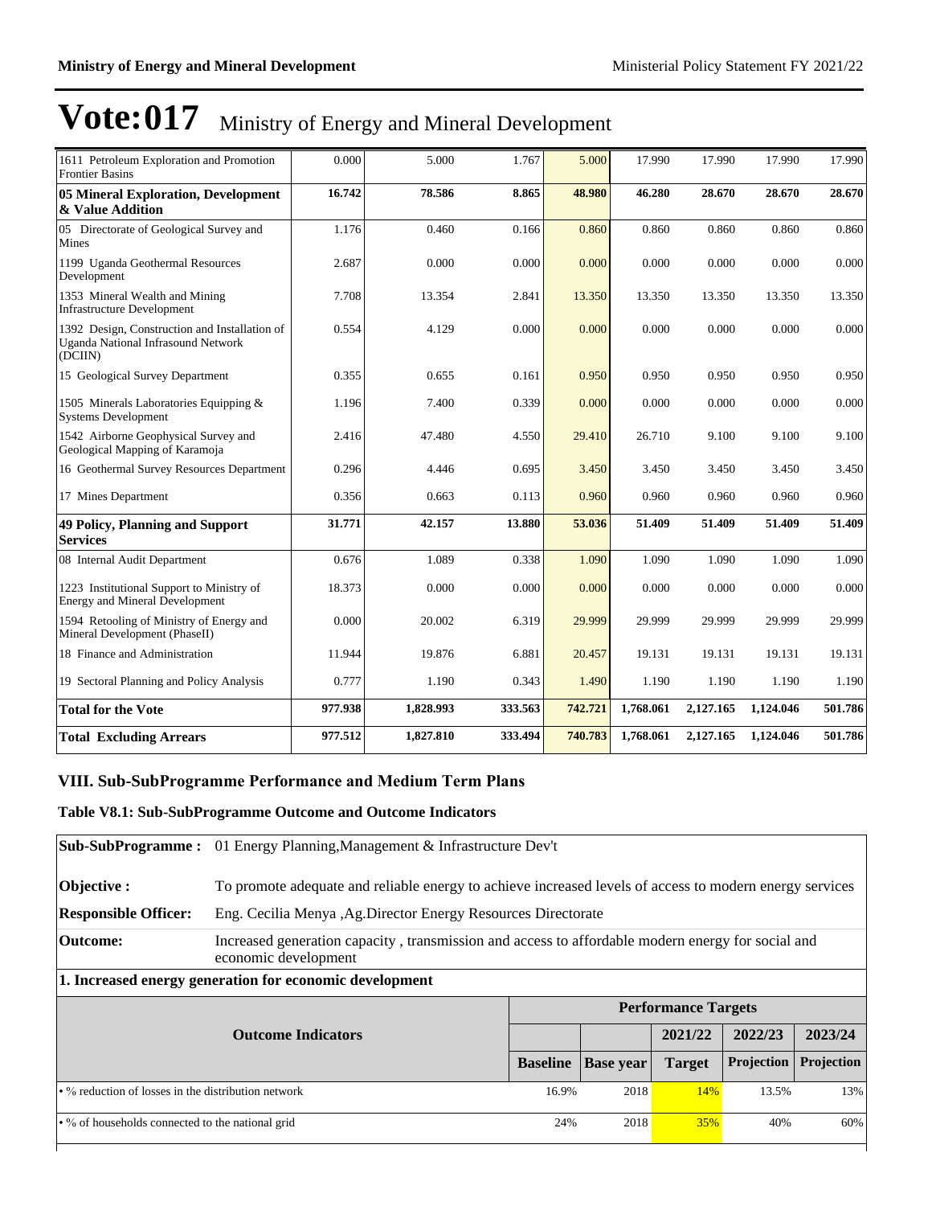# Vote:017 Ministry of Energy and Mineral Development

| | | | | | | | | |
|---|---|---|---|---|---|---|---|---|
| 1611 Petroleum Exploration and Promotion Frontier Basins | 0.000 | 5.000 | 1.767 | 5.000 | 17.990 | 17.990 | 17.990 | 17.990 |
| **05 Mineral Exploration, Development & Value Addition** | **16.742** | **78.586** | **8.865** | **48.980** | **46.280** | **28.670** | **28.670** | **28.670** |
| 05 Directorate of Geological Survey and Mines | 1.176 | 0.460 | 0.166 | 0.860 | 0.860 | 0.860 | 0.860 | 0.860 |
| 1199 Uganda Geothermal Resources Development | 2.687 | 0.000 | 0.000 | 0.000 | 0.000 | 0.000 | 0.000 | 0.000 |
| 1353 Mineral Wealth and Mining Infrastructure Development | 7.708 | 13.354 | 2.841 | 13.350 | 13.350 | 13.350 | 13.350 | 13.350 |
| 1392 Design, Construction and Installation of Uganda National Infrasound Network (DCIIN) | 0.554 | 4.129 | 0.000 | 0.000 | 0.000 | 0.000 | 0.000 | 0.000 |
| 15 Geological Survey Department | 0.355 | 0.655 | 0.161 | 0.950 | 0.950 | 0.950 | 0.950 | 0.950 |
| 1505 Minerals Laboratories Equipping & Systems Development | 1.196 | 7.400 | 0.339 | 0.000 | 0.000 | 0.000 | 0.000 | 0.000 |
| 1542 Airborne Geophysical Survey and Geological Mapping of Karamoja | 2.416 | 47.480 | 4.550 | 29.410 | 26.710 | 9.100 | 9.100 | 9.100 |
| 16 Geothermal Survey Resources Department | 0.296 | 4.446 | 0.695 | 3.450 | 3.450 | 3.450 | 3.450 | 3.450 |
| 17 Mines Department | 0.356 | 0.663 | 0.113 | 0.960 | 0.960 | 0.960 | 0.960 | 0.960 |
| **49 Policy, Planning and Support Services** | **31.771** | **42.157** | **13.880** | **53.036** | **51.409** | **51.409** | **51.409** | **51.409** |
| 08 Internal Audit Department | 0.676 | 1.089 | 0.338 | 1.090 | 1.090 | 1.090 | 1.090 | 1.090 |
| 1223 Institutional Support to Ministry of Energy and Mineral Development | 18.373 | 0.000 | 0.000 | 0.000 | 0.000 | 0.000 | 0.000 | 0.000 |
| 1594 Retooling of Ministry of Energy and Mineral Development (PhaseII) | 0.000 | 20.002 | 6.319 | 29.999 | 29.999 | 29.999 | 29.999 | 29.999 |
| 18 Finance and Administration | 11.944 | 19.876 | 6.881 | 20.457 | 19.131 | 19.131 | 19.131 | 19.131 |
| 19 Sectoral Planning and Policy Analysis | 0.777 | 1.190 | 0.343 | 1.490 | 1.190 | 1.190 | 1.190 | 1.190 |
| **Total for the Vote** | **977.938** | **1,828.993** | **333.563** | **742.721** | **1,768.061** | **2,127.165** | **1,124.046** | **501.786** |
| **Total Excluding Arrears** | **977.512** | **1,827.810** | **333.494** | **740.783** | **1,768.061** | **2,127.165** | **1,124.046** | **501.786** |

## VIII. Sub-SubProgramme Performance and Medium Term Plans

### Table V8.1: Sub-SubProgramme Outcome and Outcome Indicators

**Sub-SubProgramme :** 01 Energy Planning,Management & Infrastructure Dev't

**Objective :** To promote adequate and reliable energy to achieve increased levels of access to modern energy services

**Responsible Officer:** Eng. Cecilia Menya ,Ag.Director Energy Resources Directorate

**Outcome:** Increased generation capacity , transmission and access to affordable modern energy for social and economic development

**1. Increased energy generation for economic development**

| Outcome Indicators | Performance Targets | | | | |
|---|---|---|---|---|---|
| | | | 2021/22 | 2022/23 | 2023/24 |
| | Baseline | Base year | Target | Projection | Projection |
| • % reduction of losses in the distribution network | 16.9% | 2018 | 14% | 13.5% | 13% |
| • % of households connected to the national grid | 24% | 2018 | 35% | 40% | 60% |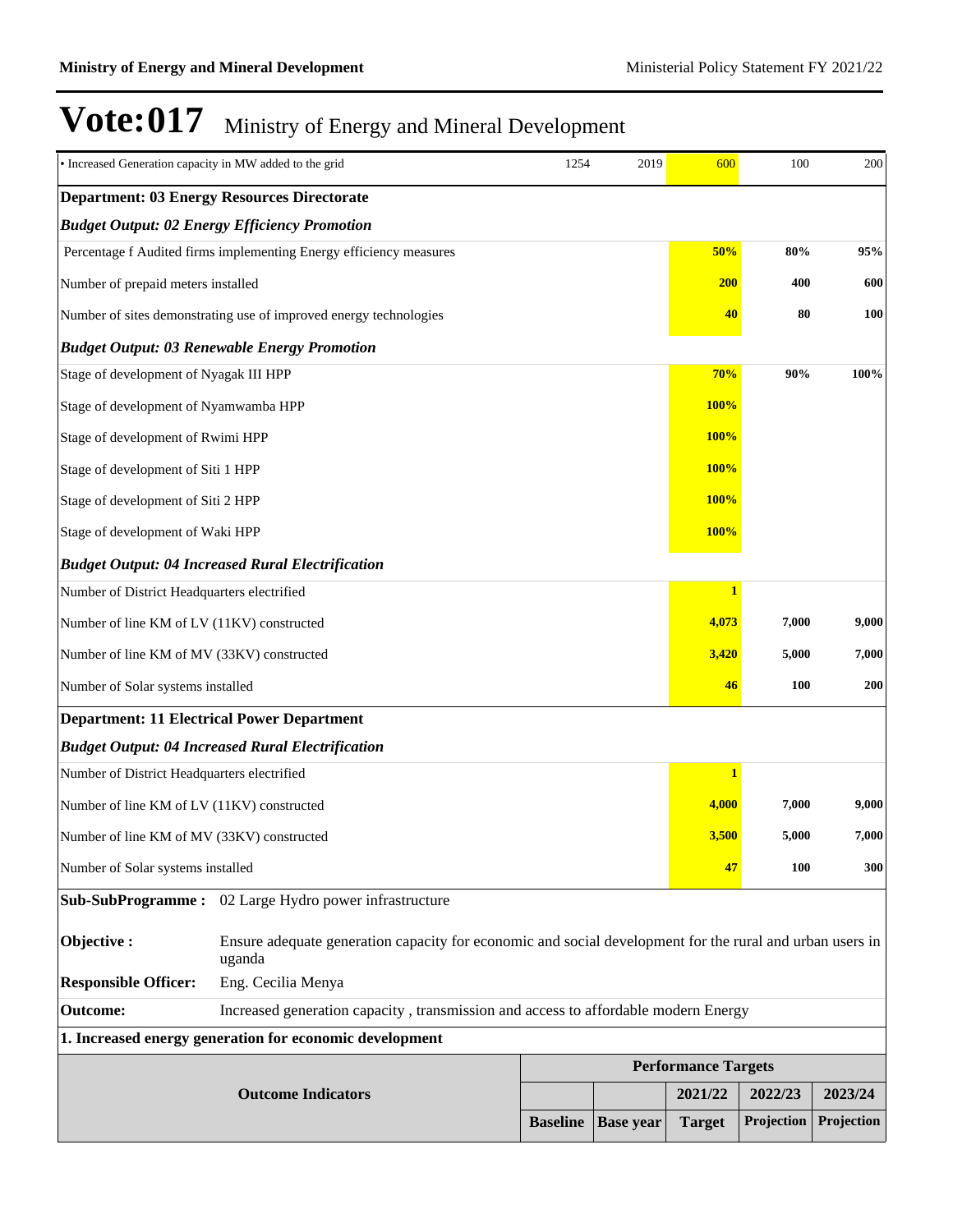# Vote:017 Ministry of Energy and Mineral Development

| | Baseline | Base year | 2021/22 | 2022/23 | 2023/24 |
|---|---|---|---|---|---|
| • Increased Generation capacity in MW added to the grid | 1254 | 2019 | 600 | 100 | 200 |
| **Department: 03 Energy Resources Directorate** | | | | | |
| ***Budget Output: 02 Energy Efficiency Promotion*** | | | | | |
| Percentage f Audited firms implementing Energy efficiency measures | | | **50%** | **80%** | **95%** |
| Number of prepaid meters installed | | | **200** | **400** | **600** |
| Number of sites demonstrating use of improved energy technologies | | | **40** | **80** | **100** |
| ***Budget Output: 03 Renewable Energy Promotion*** | | | | | |
| Stage of development of Nyagak III HPP | | | **70%** | **90%** | **100%** |
| Stage of development of Nyamwamba HPP | | | **100%** | | |
| Stage of development of Rwimi HPP | | | **100%** | | |
| Stage of development of Siti 1 HPP | | | **100%** | | |
| Stage of development of Siti 2 HPP | | | **100%** | | |
| Stage of development of Waki HPP | | | **100%** | | |
| ***Budget Output: 04 Increased Rural Electrification*** | | | | | |
| Number of District Headquarters electrified | | | **1** | | |
| Number of line KM of LV (11KV) constructed | | | **4,073** | **7,000** | **9,000** |
| Number of line KM of MV (33KV) constructed | | | **3,420** | **5,000** | **7,000** |
| Number of Solar systems installed | | | **46** | **100** | **200** |
| **Department: 11 Electrical Power Department** | | | | | |
| ***Budget Output: 04 Increased Rural Electrification*** | | | | | |
| Number of District Headquarters electrified | | | **1** | | |
| Number of line KM of LV (11KV) constructed | | | **4,000** | **7,000** | **9,000** |
| Number of line KM of MV (33KV) constructed | | | **3,500** | **5,000** | **7,000** |
| Number of Solar systems installed | | | **47** | **100** | **300** |

**Sub-SubProgramme :** 02 Large Hydro power infrastructure

**Objective :** Ensure adequate generation capacity for economic and social development for the rural and urban users in uganda

**Responsible Officer:** Eng. Cecilia Menya

**Outcome:** Increased generation capacity , transmission and access to affordable modern Energy

**1. Increased energy generation for economic development**

| Outcome Indicators | Performance Targets | | | | |
|---|---|---|---|---|---|
| | | | 2021/22 | 2022/23 | 2023/24 |
| | Baseline | Base year | Target | Projection | Projection |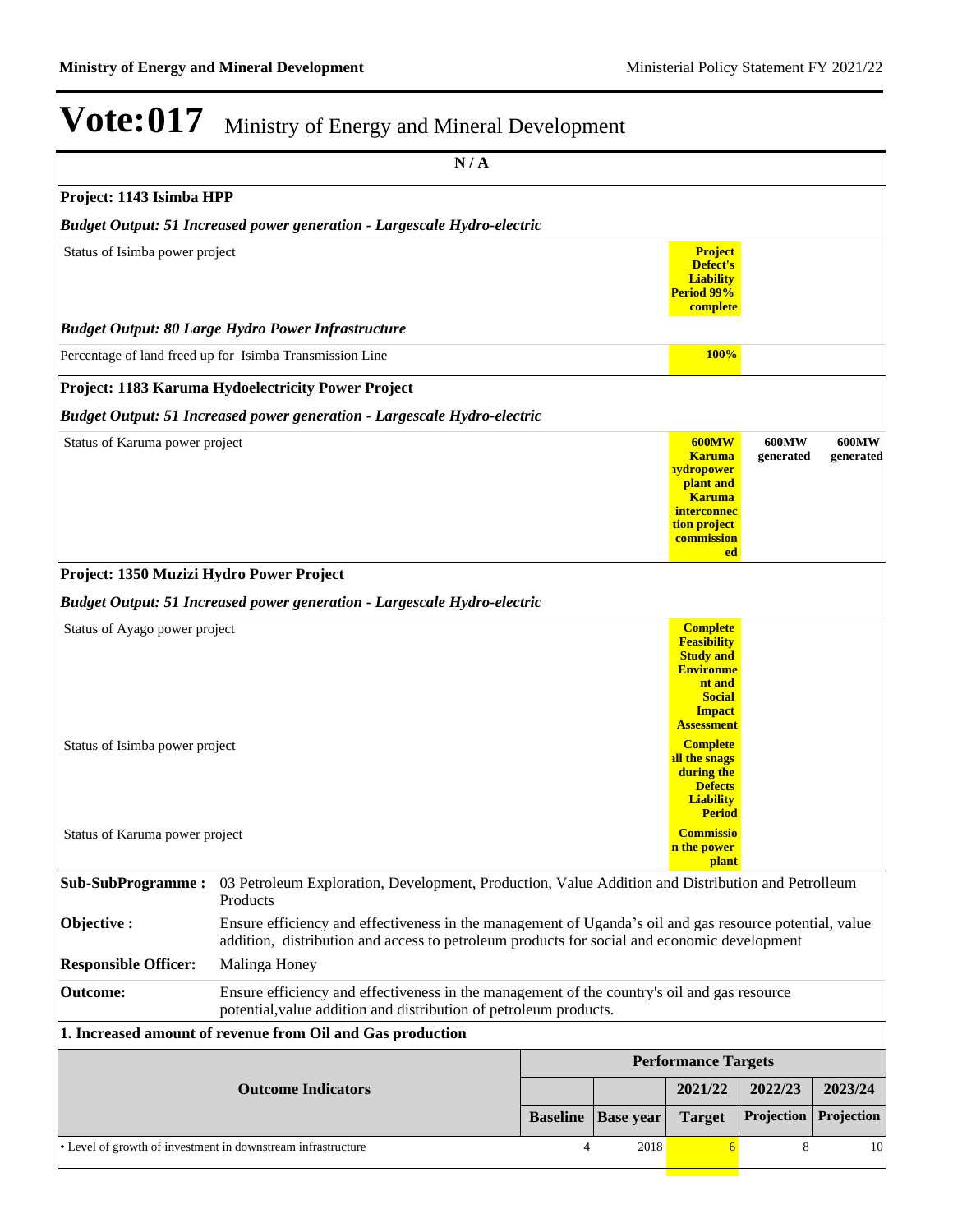# Vote:017 Ministry of Energy and Mineral Development

| N / A | | | | | |
|---|---|---|---|---|---|
| **Project: 1143 Isimba HPP** | | | | | |
| ***Budget Output: 51 Increased power generation - Largescale Hydro-electric*** | | | | | |
| Status of Isimba power project | | | **Project Defect's Liability Period 99% complete** | | |
| ***Budget Output: 80 Large Hydro Power Infrastructure*** | | | | | |
| Percentage of land freed up for Isimba Transmission Line | | | **100%** | | |
| **Project: 1183 Karuma Hydoelectricity Power Project** | | | | | |
| ***Budget Output: 51 Increased power generation - Largescale Hydro-electric*** | | | | | |
| Status of Karuma power project | | | **600MW Karuma hydropower plant and Karuma interconnection project commissioned** | **600MW generated** | **600MW generated** |
| **Project: 1350 Muzizi Hydro Power Project** | | | | | |
| ***Budget Output: 51 Increased power generation - Largescale Hydro-electric*** | | | | | |
| Status of Ayago power project | | | **Complete Feasibility Study and Environment and Social Impact Assessment** | | |
| Status of Isimba power project | | | **Complete all the snags during the Defects Liability Period** | | |
| Status of Karuma power project | | | **Commission the power plant** | | |

**Sub-SubProgramme :** 03 Petroleum Exploration, Development, Production, Value Addition and Distribution and Petrolleum Products

**Objective :** Ensure efficiency and effectiveness in the management of Uganda's oil and gas resource potential, value addition, distribution and access to petroleum products for social and economic development

**Responsible Officer:** Malinga Honey

**Outcome:** Ensure efficiency and effectiveness in the management of the country's oil and gas resource potential,value addition and distribution of petroleum products.

**1. Increased amount of revenue from Oil and Gas production**

| Outcome Indicators | Performance Targets | | | | |
|---|---|---|---|---|---|
| | | | 2021/22 | 2022/23 | 2023/24 |
| | **Baseline** | **Base year** | **Target** | **Projection** | **Projection** |
| • Level of growth of investment in downstream infrastructure | 4 | 2018 | 6 | 8 | 10 |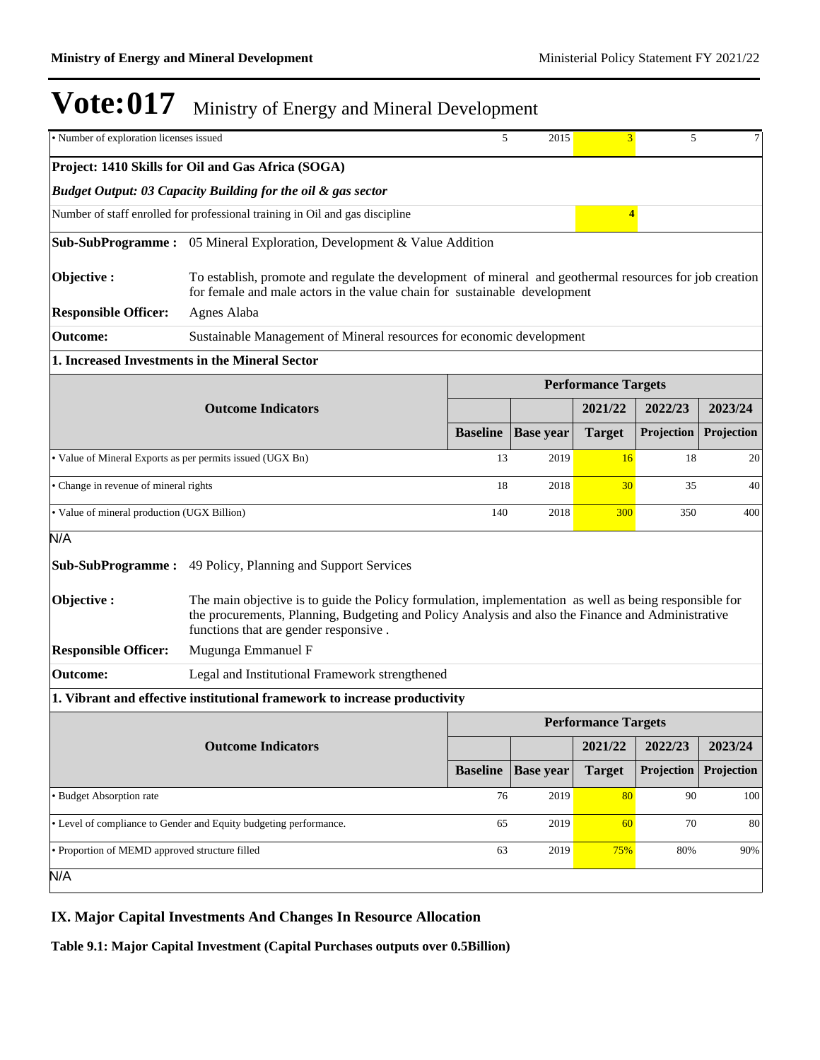# Vote:017 Ministry of Energy and Mineral Development

| • Number of exploration licenses issued | 5 | 2015 | 3 | 5 | 7 |
|---|---|---|---|---|---|

**Project: 1410 Skills for Oil and Gas Africa (SOGA)**

***Budget Output: 03 Capacity Building for the oil & gas sector***

| Number of staff enrolled for professional training in Oil and gas discipline | | | 4 | | |
|---|---|---|---|---|---|

**Sub-SubProgramme :** 05 Mineral Exploration, Development & Value Addition

**Objective :** To establish, promote and regulate the development of mineral and geothermal resources for job creation for female and male actors in the value chain for sustainable development

**Responsible Officer:** Agnes Alaba

**Outcome:** Sustainable Management of Mineral resources for economic development

**1. Increased Investments in the Mineral Sector**

| Outcome Indicators | Performance Targets | | | | |
|---|---|---|---|---|---|
| | | | 2021/22 | 2022/23 | 2023/24 |
| | Baseline | Base year | Target | Projection | Projection |
| • Value of Mineral Exports as per permits issued (UGX Bn) | 13 | 2019 | 16 | 18 | 20 |
| • Change in revenue of mineral rights | 18 | 2018 | 30 | 35 | 40 |
| • Value of mineral production (UGX Billion) | 140 | 2018 | 300 | 350 | 400 |

N/A

**Sub-SubProgramme :** 49 Policy, Planning and Support Services

**Objective :** The main objective is to guide the Policy formulation, implementation as well as being responsible for the procurements, Planning, Budgeting and Policy Analysis and also the Finance and Administrative functions that are gender responsive .

**Responsible Officer:** Mugunga Emmanuel F

**Outcome:** Legal and Institutional Framework strengthened

**1. Vibrant and effective institutional framework to increase productivity**

| Outcome Indicators | Performance Targets | | | | |
|---|---|---|---|---|---|
| | | | 2021/22 | 2022/23 | 2023/24 |
| | Baseline | Base year | Target | Projection | Projection |
| • Budget Absorption rate | 76 | 2019 | 80 | 90 | 100 |
| • Level of compliance to Gender and Equity budgeting performance. | 65 | 2019 | 60 | 70 | 80 |
| • Proportion of MEMD approved structure filled | 63 | 2019 | 75% | 80% | 90% |

N/A

## IX. Major Capital Investments And Changes In Resource Allocation

**Table 9.1: Major Capital Investment (Capital Purchases outputs over 0.5Billion)**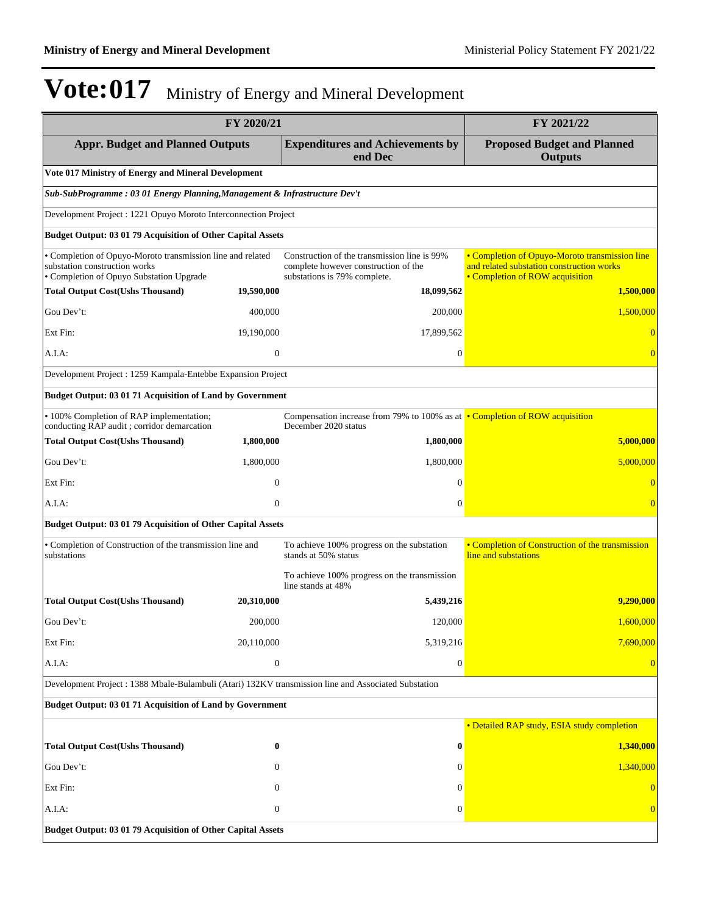# Vote:017 Ministry of Energy and Mineral Development

| FY 2020/21 | | | FY 2021/22 |
|---|---|---|---|
| **Appr. Budget and Planned Outputs** | | **Expenditures and Achievements by end Dec** | **Proposed Budget and Planned Outputs** |
| **Vote 017 Ministry of Energy and Mineral Development** | | | |
| ***Sub-SubProgramme : 03 01 Energy Planning,Management & Infrastructure Dev't*** | | | |
| Development Project : 1221 Opuyo Moroto Interconnection Project | | | |
| **Budget Output: 03 01 79 Acquisition of Other Capital Assets** | | | |
| • Completion of Opuyo-Moroto transmission line and related substation construction works<br>• Completion of Opuyo Substation Upgrade | | Construction of the transmission line is 99% complete however construction of the substations is 79% complete. | • Completion of Opuyo-Moroto transmission line and related substation construction works<br>• Completion of ROW acquisition |
| **Total Output Cost(Ushs Thousand)** | **19,590,000** | **18,099,562** | **1,500,000** |
| Gou Dev't: | 400,000 | 200,000 | 1,500,000 |
| Ext Fin: | 19,190,000 | 17,899,562 | 0 |
| A.I.A: | 0 | 0 | 0 |
| Development Project : 1259 Kampala-Entebbe Expansion Project | | | |
| **Budget Output: 03 01 71 Acquisition of Land by Government** | | | |
| • 100% Completion of RAP implementation; conducting RAP audit ; corridor demarcation | | Compensation increase from 79% to 100% as at December 2020 status | • Completion of ROW acquisition |
| **Total Output Cost(Ushs Thousand)** | **1,800,000** | **1,800,000** | **5,000,000** |
| Gou Dev't: | 1,800,000 | 1,800,000 | 5,000,000 |
| Ext Fin: | 0 | 0 | 0 |
| A.I.A: | 0 | 0 | 0 |
| **Budget Output: 03 01 79 Acquisition of Other Capital Assets** | | | |
| • Completion of Construction of the transmission line and substations | | To achieve 100% progress on the substation stands at 50% status<br><br>To achieve 100% progress on the transmission line stands at 48% | • Completion of Construction of the transmission line and substations |
| **Total Output Cost(Ushs Thousand)** | **20,310,000** | **5,439,216** | **9,290,000** |
| Gou Dev't: | 200,000 | 120,000 | 1,600,000 |
| Ext Fin: | 20,110,000 | 5,319,216 | 7,690,000 |
| A.I.A: | 0 | 0 | 0 |
| Development Project : 1388 Mbale-Bulambuli (Atari) 132KV transmission line and Associated Substation | | | |
| **Budget Output: 03 01 71 Acquisition of Land by Government** | | | |
| | | | • Detailed RAP study, ESIA study completion |
| **Total Output Cost(Ushs Thousand)** | **0** | **0** | **1,340,000** |
| Gou Dev't: | 0 | 0 | 1,340,000 |
| Ext Fin: | 0 | 0 | 0 |
| A.I.A: | 0 | 0 | 0 |
| **Budget Output: 03 01 79 Acquisition of Other Capital Assets** | | | |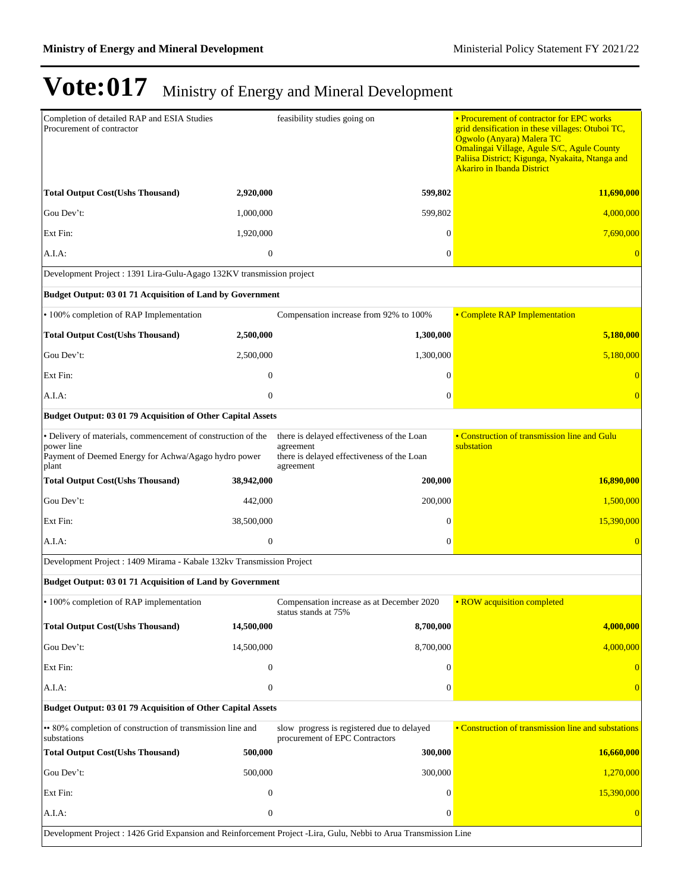# Vote:017 Ministry of Energy and Mineral Development

| | | | |
|---|---|---|---|
| Completion of detailed RAP and ESIA Studies<br>Procurement of contractor | | feasibility studies going on | • Procurement of contractor for EPC works<br>grid densification in these villages: Otuboi TC, Ogwolo (Anyara) Malera TC<br>Omalingai Village, Agule S/C, Agule County Paliisa District; Kigunga, Nyakaita, Ntanga and Akariro in Ibanda District |
| **Total Output Cost(Ushs Thousand)** | **2,920,000** | **599,802** | **11,690,000** |
| Gou Dev't: | 1,000,000 | 599,802 | 4,000,000 |
| Ext Fin: | 1,920,000 | 0 | 7,690,000 |
| A.I.A: | 0 | 0 | 0 |
| Development Project : 1391 Lira-Gulu-Agago 132KV transmission project | | | |
| **Budget Output: 03 01 71 Acquisition of Land by Government** | | | |
| • 100% completion of RAP Implementation | | Compensation increase from 92% to 100% | • Complete RAP Implementation |
| **Total Output Cost(Ushs Thousand)** | **2,500,000** | **1,300,000** | **5,180,000** |
| Gou Dev't: | 2,500,000 | 1,300,000 | 5,180,000 |
| Ext Fin: | 0 | 0 | 0 |
| A.I.A: | 0 | 0 | 0 |
| **Budget Output: 03 01 79 Acquisition of Other Capital Assets** | | | |
| • Delivery of materials, commencement of construction of the power line<br>Payment of Deemed Energy for Achwa/Agago hydro power plant | | there is delayed effectiveness of the Loan agreement<br>there is delayed effectiveness of the Loan agreement | • Construction of transmission line and Gulu substation |
| **Total Output Cost(Ushs Thousand)** | **38,942,000** | **200,000** | **16,890,000** |
| Gou Dev't: | 442,000 | 200,000 | 1,500,000 |
| Ext Fin: | 38,500,000 | 0 | 15,390,000 |
| A.I.A: | 0 | 0 | 0 |
| Development Project : 1409 Mirama - Kabale 132kv Transmission Project | | | |
| **Budget Output: 03 01 71 Acquisition of Land by Government** | | | |
| • 100% completion of RAP implementation | | Compensation increase as at December 2020 status stands at 75% | • ROW acquisition completed |
| **Total Output Cost(Ushs Thousand)** | **14,500,000** | **8,700,000** | **4,000,000** |
| Gou Dev't: | 14,500,000 | 8,700,000 | 4,000,000 |
| Ext Fin: | 0 | 0 | 0 |
| A.I.A: | 0 | 0 | 0 |
| **Budget Output: 03 01 79 Acquisition of Other Capital Assets** | | | |
| •• 80% completion of construction of transmission line and substations | | slow progress is registered due to delayed procurement of EPC Contractors | • Construction of transmission line and substations |
| **Total Output Cost(Ushs Thousand)** | **500,000** | **300,000** | **16,660,000** |
| Gou Dev't: | 500,000 | 300,000 | 1,270,000 |
| Ext Fin: | 0 | 0 | 15,390,000 |
| A.I.A: | 0 | 0 | 0 |
| Development Project : 1426 Grid Expansion and Reinforcement Project -Lira, Gulu, Nebbi to Arua Transmission Line | | | |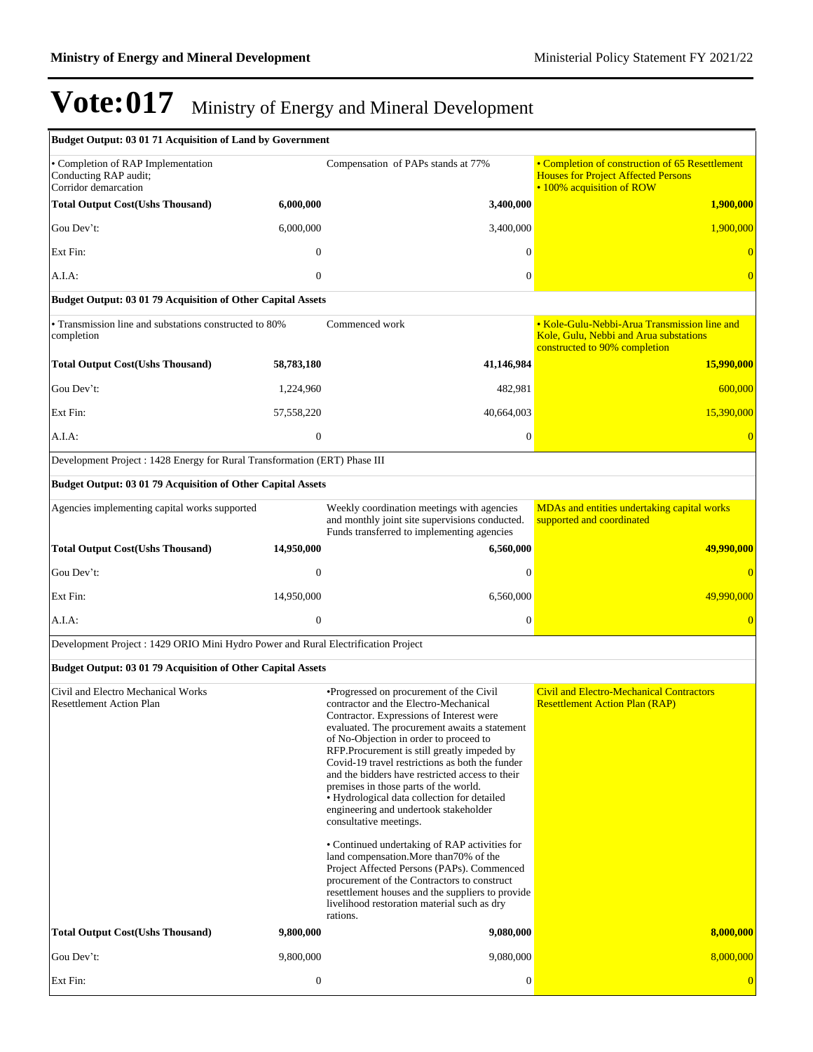# Vote:017 Ministry of Energy and Mineral Development

| Budget Output: 03 01 71 Acquisition of Land by Government | | | |
|---|---|---|---|
| • Completion of RAP Implementation<br>Conducting RAP audit;<br>Corridor demarcation | | Compensation of PAPs stands at 77% | • Completion of construction of 65 Resettlement Houses for Project Affected Persons<br>• 100% acquisition of ROW |
| **Total Output Cost(Ushs Thousand)** | **6,000,000** | **3,400,000** | **1,900,000** |
| Gou Dev't: | 6,000,000 | 3,400,000 | 1,900,000 |
| Ext Fin: | 0 | 0 | 0 |
| A.I.A: | 0 | 0 | 0 |
| **Budget Output: 03 01 79 Acquisition of Other Capital Assets** | | | |
| • Transmission line and substations constructed to 80% completion | | Commenced work | • Kole-Gulu-Nebbi-Arua Transmission line and Kole, Gulu, Nebbi and Arua substations constructed to 90% completion |
| **Total Output Cost(Ushs Thousand)** | **58,783,180** | **41,146,984** | **15,990,000** |
| Gou Dev't: | 1,224,960 | 482,981 | 600,000 |
| Ext Fin: | 57,558,220 | 40,664,003 | 15,390,000 |
| A.I.A: | 0 | 0 | 0 |
| Development Project : 1428 Energy for Rural Transformation (ERT) Phase III | | | |
| **Budget Output: 03 01 79 Acquisition of Other Capital Assets** | | | |
| Agencies implementing capital works supported | | Weekly coordination meetings with agencies and monthly joint site supervisions conducted. Funds transferred to implementing agencies | MDAs and entities undertaking capital works supported and coordinated |
| **Total Output Cost(Ushs Thousand)** | **14,950,000** | **6,560,000** | **49,990,000** |
| Gou Dev't: | 0 | 0 | 0 |
| Ext Fin: | 14,950,000 | 6,560,000 | 49,990,000 |
| A.I.A: | 0 | 0 | 0 |
| Development Project : 1429 ORIO Mini Hydro Power and Rural Electrification Project | | | |
| **Budget Output: 03 01 79 Acquisition of Other Capital Assets** | | | |
| Civil and Electro Mechanical Works<br>Resettlement Action Plan | | •Progressed on procurement of the Civil contractor and the Electro-Mechanical Contractor. Expressions of Interest were evaluated. The procurement awaits a statement of No-Objection in order to proceed to RFP.Procurement is still greatly impeded by Covid-19 travel restrictions as both the funder and the bidders have restricted access to their premises in those parts of the world.<br>• Hydrological data collection for detailed engineering and undertook stakeholder consultative meetings.<br><br>• Continued undertaking of RAP activities for land compensation.More than70% of the Project Affected Persons (PAPs). Commenced procurement of the Contractors to construct resettlement houses and the suppliers to provide livelihood restoration material such as dry rations. | Civil and Electro-Mechanical Contractors<br>Resettlement Action Plan (RAP) |
| **Total Output Cost(Ushs Thousand)** | **9,800,000** | **9,080,000** | **8,000,000** |
| Gou Dev't: | 9,800,000 | 9,080,000 | 8,000,000 |
| Ext Fin: | 0 | 0 | 0 |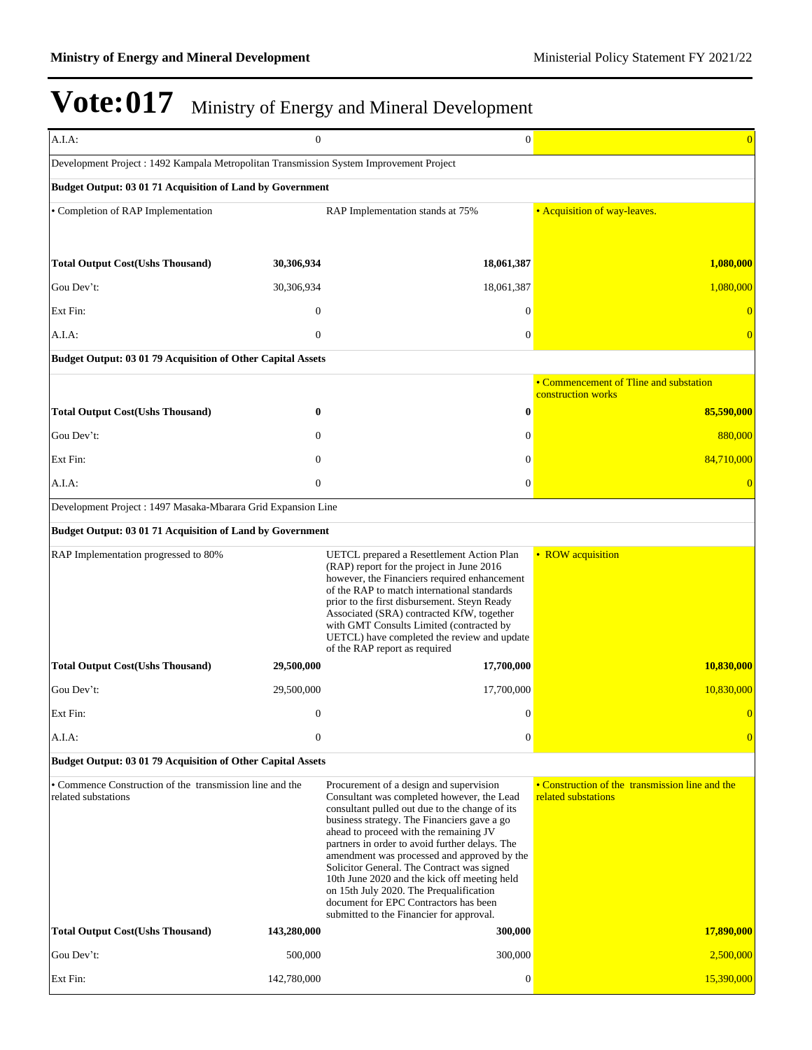# Vote:017 Ministry of Energy and Mineral Development

| | | | |
|---|---|---|---|
| A.I.A: | 0 | 0 | 0 |
| Development Project : 1492 Kampala Metropolitan Transmission System Improvement Project | | | |
| **Budget Output: 03 01 71 Acquisition of Land by Government** | | | |
| • Completion of RAP Implementation | | RAP Implementation stands at 75% | • Acquisition of way-leaves. |
| **Total Output Cost(Ushs Thousand)** | **30,306,934** | **18,061,387** | **1,080,000** |
| Gou Dev't: | 30,306,934 | 18,061,387 | 1,080,000 |
| Ext Fin: | 0 | 0 | 0 |
| A.I.A: | 0 | 0 | 0 |
| **Budget Output: 03 01 79 Acquisition of Other Capital Assets** | | | |
| | | | • Commencement of Tline and substation construction works |
| **Total Output Cost(Ushs Thousand)** | **0** | **0** | **85,590,000** |
| Gou Dev't: | 0 | 0 | 880,000 |
| Ext Fin: | 0 | 0 | 84,710,000 |
| A.I.A: | 0 | 0 | 0 |
| Development Project : 1497 Masaka-Mbarara Grid Expansion Line | | | |
| **Budget Output: 03 01 71 Acquisition of Land by Government** | | | |
| RAP Implementation progressed to 80% | | UETCL prepared a Resettlement Action Plan (RAP) report for the project in June 2016 however, the Financiers required enhancement of the RAP to match international standards prior to the first disbursement. Steyn Ready Associated (SRA) contracted KfW, together with GMT Consults Limited (contracted by UETCL) have completed the review and update of the RAP report as required | • ROW acquisition |
| **Total Output Cost(Ushs Thousand)** | **29,500,000** | **17,700,000** | **10,830,000** |
| Gou Dev't: | 29,500,000 | 17,700,000 | 10,830,000 |
| Ext Fin: | 0 | 0 | 0 |
| A.I.A: | 0 | 0 | 0 |
| **Budget Output: 03 01 79 Acquisition of Other Capital Assets** | | | |
| • Commence Construction of the transmission line and the related substations | | Procurement of a design and supervision Consultant was completed however, the Lead consultant pulled out due to the change of its business strategy. The Financiers gave a go ahead to proceed with the remaining JV partners in order to avoid further delays. The amendment was processed and approved by the Solicitor General. The Contract was signed 10th June 2020 and the kick off meeting held on 15th July 2020. The Prequalification document for EPC Contractors has been submitted to the Financier for approval. | • Construction of the transmission line and the related substations |
| **Total Output Cost(Ushs Thousand)** | **143,280,000** | **300,000** | **17,890,000** |
| Gou Dev't: | 500,000 | 300,000 | 2,500,000 |
| Ext Fin: | 142,780,000 | 0 | 15,390,000 |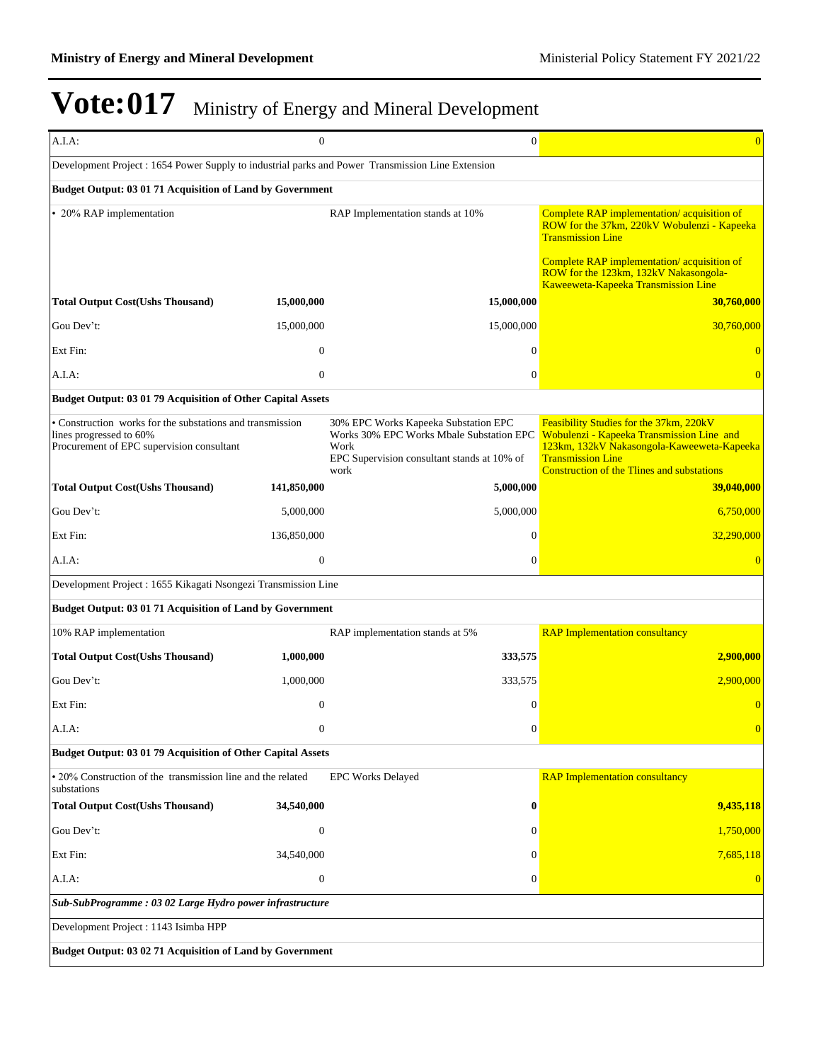# Vote:017 Ministry of Energy and Mineral Development

| | | | |
|---|---|---|---|
| A.I.A: | 0 | 0 | 0 |
| Development Project : 1654 Power Supply to industrial parks and Power Transmission Line Extension | | | |
| **Budget Output: 03 01 71 Acquisition of Land by Government** | | | |
| • 20% RAP implementation | | RAP Implementation stands at 10% | Complete RAP implementation/ acquisition of ROW for the 37km, 220kV Wobulenzi - Kapeeka Transmission Line<br><br>Complete RAP implementation/ acquisition of ROW for the 123km, 132kV Nakasongola-Kaweeweta-Kapeeka Transmission Line |
| **Total Output Cost(Ushs Thousand)** | **15,000,000** | **15,000,000** | **30,760,000** |
| Gou Dev't: | 15,000,000 | 15,000,000 | 30,760,000 |
| Ext Fin: | 0 | 0 | 0 |
| A.I.A: | 0 | 0 | 0 |
| **Budget Output: 03 01 79 Acquisition of Other Capital Assets** | | | |
| • Construction works for the substations and transmission lines progressed to 60%<br>Procurement of EPC supervision consultant | | 30% EPC Works Kapeeka Substation EPC Works 30% EPC Works Mbale Substation EPC Work<br>EPC Supervision consultant stands at 10% of work | Feasibility Studies for the 37km, 220kV Wobulenzi - Kapeeka Transmission Line and 123km, 132kV Nakasongola-Kaweeweta-Kapeeka Transmission Line<br>Construction of the Tlines and substations |
| **Total Output Cost(Ushs Thousand)** | **141,850,000** | **5,000,000** | **39,040,000** |
| Gou Dev't: | 5,000,000 | 5,000,000 | 6,750,000 |
| Ext Fin: | 136,850,000 | 0 | 32,290,000 |
| A.I.A: | 0 | 0 | 0 |
| Development Project : 1655 Kikagati Nsongezi Transmission Line | | | |
| **Budget Output: 03 01 71 Acquisition of Land by Government** | | | |
| 10% RAP implementation | | RAP implementation stands at 5% | RAP Implementation consultancy |
| **Total Output Cost(Ushs Thousand)** | **1,000,000** | **333,575** | **2,900,000** |
| Gou Dev't: | 1,000,000 | 333,575 | 2,900,000 |
| Ext Fin: | 0 | 0 | 0 |
| A.I.A: | 0 | 0 | 0 |
| **Budget Output: 03 01 79 Acquisition of Other Capital Assets** | | | |
| • 20% Construction of the transmission line and the related substations | | EPC Works Delayed | RAP Implementation consultancy |
| **Total Output Cost(Ushs Thousand)** | **34,540,000** | **0** | **9,435,118** |
| Gou Dev't: | 0 | 0 | 1,750,000 |
| Ext Fin: | 34,540,000 | 0 | 7,685,118 |
| A.I.A: | 0 | 0 | 0 |
| ***Sub-SubProgramme : 03 02 Large Hydro power infrastructure*** | | | |
| Development Project : 1143 Isimba HPP | | | |
| **Budget Output: 03 02 71 Acquisition of Land by Government** | | | |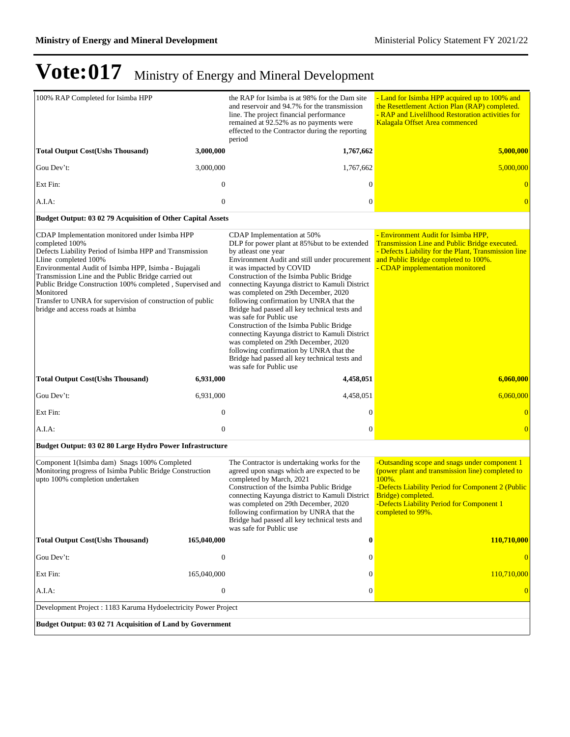# Vote:017 Ministry of Energy and Mineral Development

| | | | |
|---|---|---|---|
| 100% RAP Completed for Isimba HPP | | the RAP for Isimba is at 98% for the Dam site and reservoir and 94.7% for the transmission line. The project financial performance remained at 92.52% as no payments were effected to the Contractor during the reporting period | - Land for Isimba HPP acquired up to 100% and the Resettlement Action Plan (RAP) completed.<br>- RAP and Livelilhood Restoration activities for Kalagala Offset Area commenced |
| **Total Output Cost(Ushs Thousand)** | **3,000,000** | **1,767,662** | **5,000,000** |
| Gou Dev't: | 3,000,000 | 1,767,662 | 5,000,000 |
| Ext Fin: | 0 | 0 | 0 |
| A.I.A: | 0 | 0 | 0 |
| **Budget Output: 03 02 79 Acquisition of Other Capital Assets** | | | |
| CDAP Implementation monitored under Isimba HPP completed 100%<br>Defects Liability Period of Isimba HPP and Transmission Lline completed 100%<br>Environmental Audit of Isimba HPP, Isimba - Bujagali Transmission Line and the Public Bridge carried out<br>Public Bridge Construction 100% completed , Supervised and Monitored<br>Transfer to UNRA for supervision of construction of public bridge and access roads at Isimba | | CDAP Implementation at 50%<br>DLP for power plant at 85%but to be extended by atleast one year<br>Environment Audit and still under procurement it was impacted by COVID<br>Construction of the Isimba Public Bridge connecting Kayunga district to Kamuli District was completed on 29th December, 2020 following confirmation by UNRA that the Bridge had passed all key technical tests and was safe for Public use<br>Construction of the Isimba Public Bridge connecting Kayunga district to Kamuli District was completed on 29th December, 2020 following confirmation by UNRA that the Bridge had passed all key technical tests and was safe for Public use | - Environment Audit for Isimba HPP, Transmission Line and Public Bridge executed.<br>- Defects Liability for the Plant, Transmission line and Public Bridge completed to 100%.<br>- CDAP impplementation monitored |
| **Total Output Cost(Ushs Thousand)** | **6,931,000** | **4,458,051** | **6,060,000** |
| Gou Dev't: | 6,931,000 | 4,458,051 | 6,060,000 |
| Ext Fin: | 0 | 0 | 0 |
| A.I.A: | 0 | 0 | 0 |
| **Budget Output: 03 02 80 Large Hydro Power Infrastructure** | | | |
| Component 1(Isimba dam) Snags 100% Completed<br>Monitoring progress of Isimba Public Bridge Construction upto 100% completion undertaken | | The Contractor is undertaking works for the agreed upon snags which are expected to be completed by March, 2021<br>Construction of the Isimba Public Bridge connecting Kayunga district to Kamuli District was completed on 29th December, 2020 following confirmation by UNRA that the Bridge had passed all key technical tests and was safe for Public use | -Outsanding scope and snags under component 1 (power plant and transmission line) completed to 100%.<br>-Defects Liability Period for Component 2 (Public Bridge) completed.<br>-Defects Liability Period for Component 1 completed to 99%. |
| **Total Output Cost(Ushs Thousand)** | **165,040,000** | **0** | **110,710,000** |
| Gou Dev't: | 0 | 0 | 0 |
| Ext Fin: | 165,040,000 | 0 | 110,710,000 |
| A.I.A: | 0 | 0 | 0 |
| Development Project : 1183 Karuma Hydoelectricity Power Project | | | |
| **Budget Output: 03 02 71 Acquisition of Land by Government** | | | |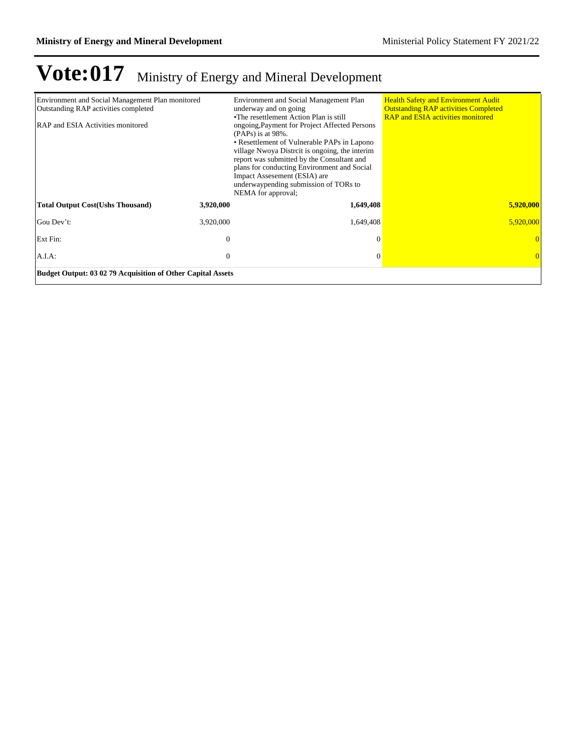# Vote:017 Ministry of Energy and Mineral Development

| | | | |
|---|---|---|---|
| Environment and Social Management Plan monitored<br>Outstanding RAP activities completed<br><br>RAP and ESIA Activities monitored | | Environment and Social Management Plan underway and on going<br>•The resettlement Action Plan is still ongoing,Payment for Project Affected Persons (PAPs) is at 98%.<br>• Resettlement of Vulnerable PAPs in Lapono village Nwoya Distrcit is ongoing, the interim report was submitted by the Consultant and plans for conducting Environment and Social Impact Assesement (ESIA) are underwaypending submission of TORs to NEMA for approval; | Health Safety and Environment Audit<br>Outstanding RAP activities Completed<br>RAP and ESIA activities monitored |
| **Total Output Cost(Ushs Thousand)** | **3,920,000** | **1,649,408** | **5,920,000** |
| Gou Dev't: | 3,920,000 | 1,649,408 | 5,920,000 |
| Ext Fin: | 0 | 0 | 0 |
| A.I.A: | 0 | 0 | 0 |
| **Budget Output: 03 02 79 Acquisition of Other Capital Assets** | | | |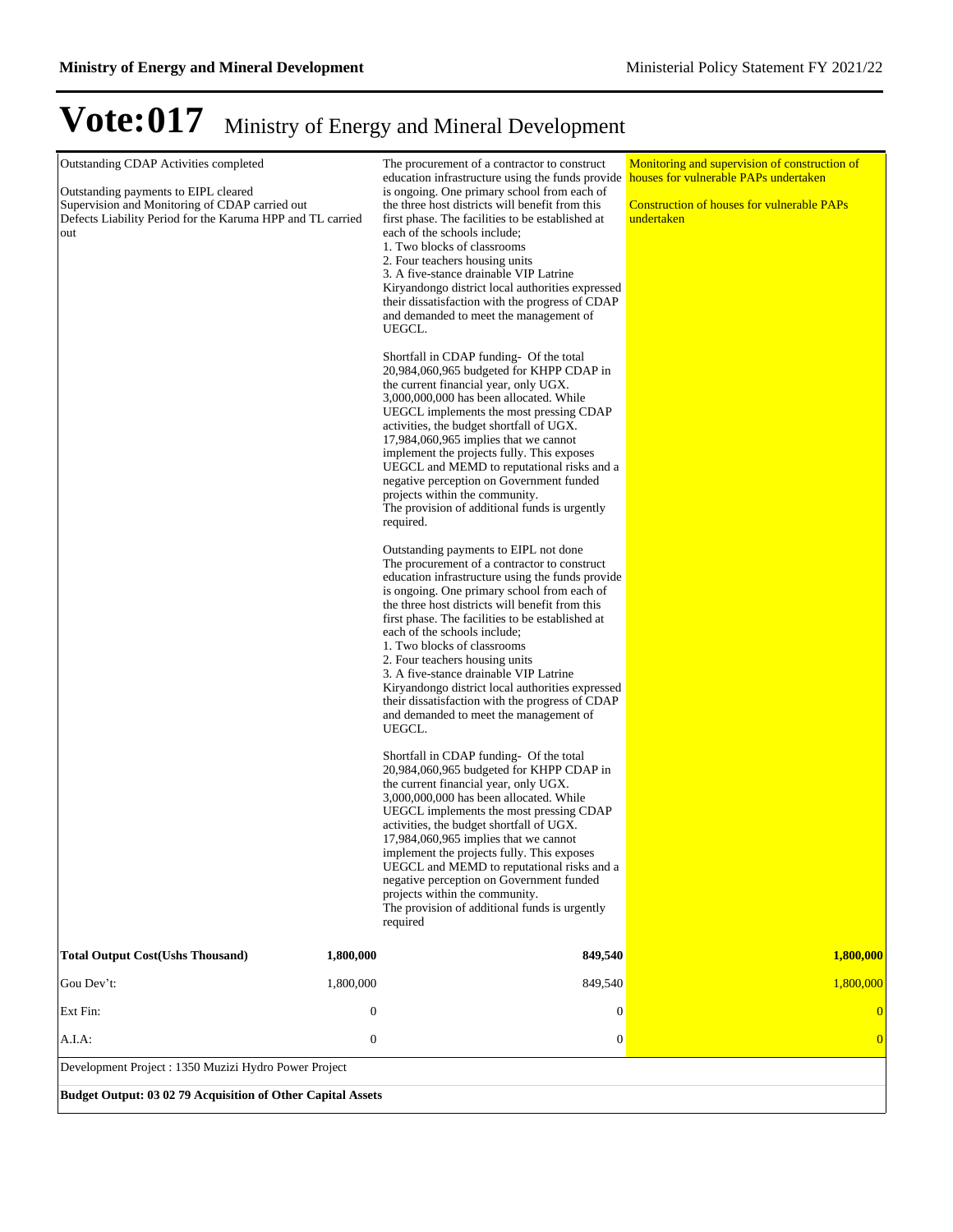# Vote:017 Ministry of Energy and Mineral Development

| | | | |
|---|---|---|---|
| Outstanding CDAP Activities completed<br><br>Outstanding payments to EIPL cleared<br>Supervision and Monitoring of CDAP carried out<br>Defects Liability Period for the Karuma HPP and TL carried out | | The procurement of a contractor to construct education infrastructure using the funds provide is ongoing. One primary school from each of the three host districts will benefit from this first phase. The facilities to be established at each of the schools include;<br>1. Two blocks of classrooms<br>2. Four teachers housing units<br>3. A five-stance drainable VIP Latrine<br>Kiryandongo district local authorities expressed their dissatisfaction with the progress of CDAP and demanded to meet the management of UEGCL.<br><br>Shortfall in CDAP funding- Of the total 20,984,060,965 budgeted for KHPP CDAP in the current financial year, only UGX. 3,000,000,000 has been allocated. While UEGCL implements the most pressing CDAP activities, the budget shortfall of UGX. 17,984,060,965 implies that we cannot implement the projects fully. This exposes UEGCL and MEMD to reputational risks and a negative perception on Government funded projects within the community.<br>The provision of additional funds is urgently required.<br><br>Outstanding payments to EIPL not done<br>The procurement of a contractor to construct education infrastructure using the funds provide is ongoing. One primary school from each of the three host districts will benefit from this first phase. The facilities to be established at each of the schools include;<br>1. Two blocks of classrooms<br>2. Four teachers housing units<br>3. A five-stance drainable VIP Latrine<br>Kiryandongo district local authorities expressed their dissatisfaction with the progress of CDAP and demanded to meet the management of UEGCL.<br><br>Shortfall in CDAP funding- Of the total 20,984,060,965 budgeted for KHPP CDAP in the current financial year, only UGX. 3,000,000,000 has been allocated. While UEGCL implements the most pressing CDAP activities, the budget shortfall of UGX. 17,984,060,965 implies that we cannot implement the projects fully. This exposes UEGCL and MEMD to reputational risks and a negative perception on Government funded projects within the community.<br>The provision of additional funds is urgently required | Monitoring and supervision of construction of houses for vulnerable PAPs undertaken<br><br>Construction of houses for vulnerable PAPs undertaken |
| **Total Output Cost(Ushs Thousand)** | **1,800,000** | **849,540** | **1,800,000** |
| Gou Dev't: | 1,800,000 | 849,540 | 1,800,000 |
| Ext Fin: | 0 | 0 | 0 |
| A.I.A: | 0 | 0 | 0 |

Development Project : 1350 Muzizi Hydro Power Project

**Budget Output: 03 02 79 Acquisition of Other Capital Assets**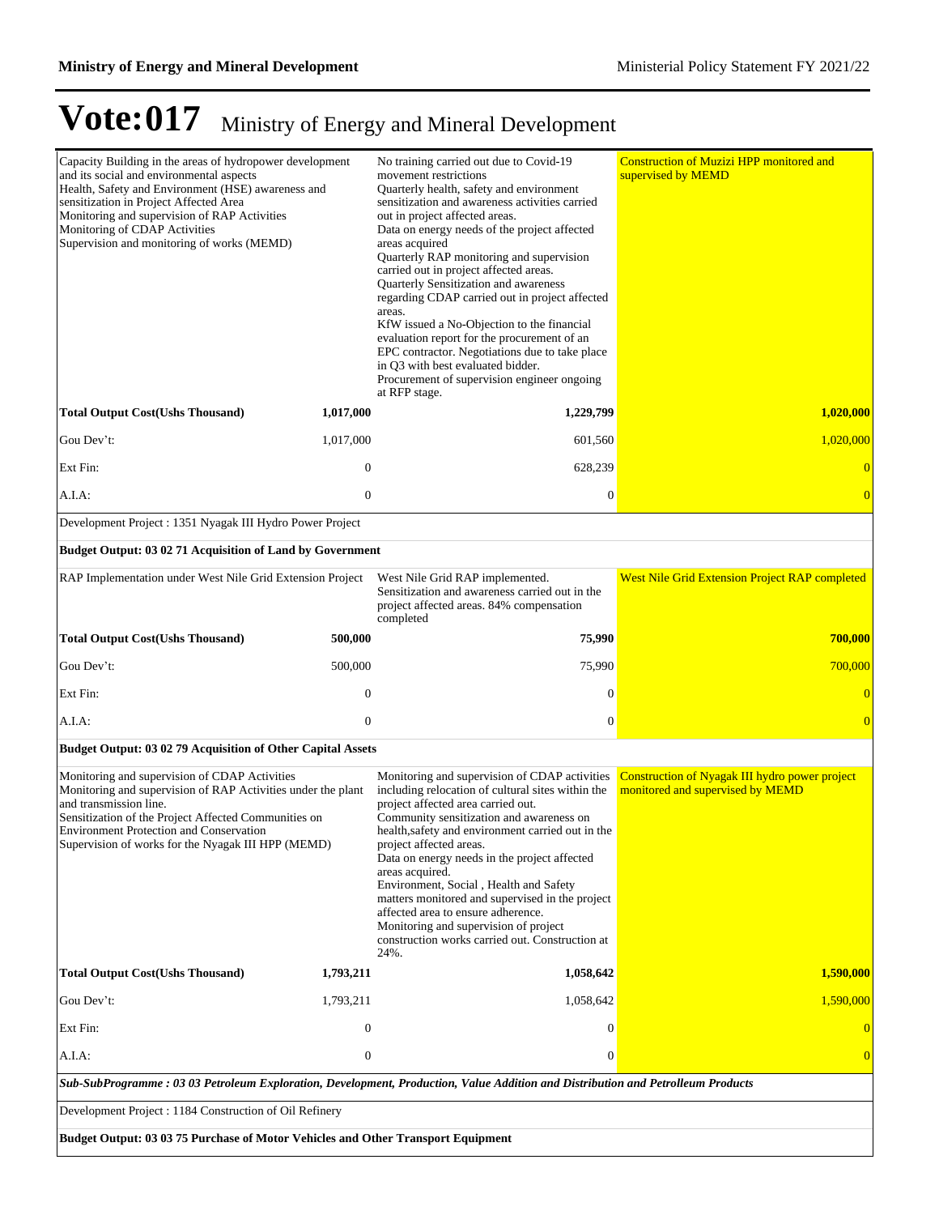# Vote:017 Ministry of Energy and Mineral Development

| | | | |
|---|---|---|---|
| Capacity Building in the areas of hydropower development and its social and environmental aspects<br>Health, Safety and Environment (HSE) awareness and sensitization in Project Affected Area<br>Monitoring and supervision of RAP Activities<br>Monitoring of CDAP Activities<br>Supervision and monitoring of works (MEMD) | | No training carried out due to Covid-19 movement restrictions<br>Quarterly health, safety and environment sensitization and awareness activities carried out in project affected areas.<br>Data on energy needs of the project affected areas acquired<br>Quarterly RAP monitoring and supervision carried out in project affected areas.<br>Quarterly Sensitization and awareness regarding CDAP carried out in project affected areas.<br>KfW issued a No-Objection to the financial evaluation report for the procurement of an EPC contractor. Negotiations due to take place in Q3 with best evaluated bidder.<br>Procurement of supervision engineer ongoing at RFP stage. | Construction of Muzizi HPP monitored and supervised by MEMD |
| **Total Output Cost(Ushs Thousand)** | **1,017,000** | **1,229,799** | **1,020,000** |
| Gou Dev't: | 1,017,000 | 601,560 | 1,020,000 |
| Ext Fin: | 0 | 628,239 | 0 |
| A.I.A: | 0 | 0 | 0 |
| Development Project : 1351 Nyagak III Hydro Power Project | | | |
| **Budget Output: 03 02 71 Acquisition of Land by Government** | | | |
| RAP Implementation under West Nile Grid Extension Project | | West Nile Grid RAP implemented.<br>Sensitization and awareness carried out in the project affected areas. 84% compensation completed | West Nile Grid Extension Project RAP completed |
| **Total Output Cost(Ushs Thousand)** | **500,000** | **75,990** | **700,000** |
| Gou Dev't: | 500,000 | 75,990 | 700,000 |
| Ext Fin: | 0 | 0 | 0 |
| A.I.A: | 0 | 0 | 0 |
| **Budget Output: 03 02 79 Acquisition of Other Capital Assets** | | | |
| Monitoring and supervision of CDAP Activities<br>Monitoring and supervision of RAP Activities under the plant and transmission line.<br>Sensitization of the Project Affected Communities on Environment Protection and Conservation<br>Supervision of works for the Nyagak III HPP (MEMD) | | Monitoring and supervision of CDAP activities including relocation of cultural sites within the project affected area carried out.<br>Community sensitization and awareness on health,safety and environment carried out in the project affected areas.<br>Data on energy needs in the project affected areas acquired.<br>Environment, Social , Health and Safety matters monitored and supervised in the project affected area to ensure adherence.<br>Monitoring and supervision of project construction works carried out. Construction at 24%. | Construction of Nyagak III hydro power project monitored and supervised by MEMD |
| **Total Output Cost(Ushs Thousand)** | **1,793,211** | **1,058,642** | **1,590,000** |
| Gou Dev't: | 1,793,211 | 1,058,642 | 1,590,000 |
| Ext Fin: | 0 | 0 | 0 |
| A.I.A: | 0 | 0 | 0 |
| ***Sub-SubProgramme : 03 03 Petroleum Exploration, Development, Production, Value Addition and Distribution and Petrolleum Products*** | | | |
| Development Project : 1184 Construction of Oil Refinery | | | |
| **Budget Output: 03 03 75 Purchase of Motor Vehicles and Other Transport Equipment** | | | |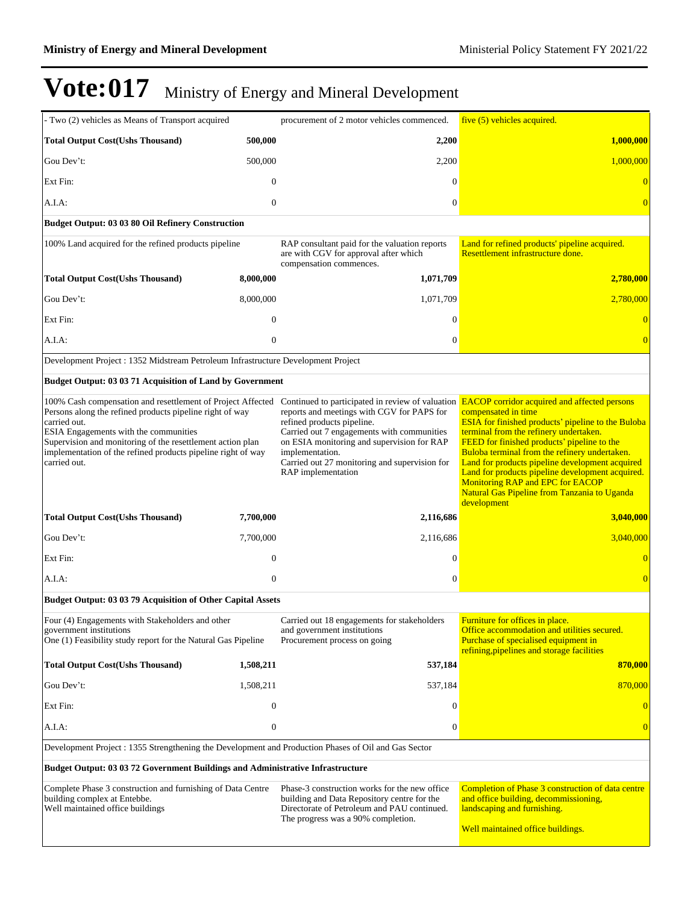# Vote:017 Ministry of Energy and Mineral Development

| | | | |
|---|---|---|---|
| - Two (2) vehicles as Means of Transport acquired | | procurement of 2 motor vehicles commenced. | five (5) vehicles acquired. |
| **Total Output Cost(Ushs Thousand)** | **500,000** | **2,200** | **1,000,000** |
| Gou Dev't: | 500,000 | 2,200 | 1,000,000 |
| Ext Fin: | 0 | 0 | 0 |
| A.I.A: | 0 | 0 | 0 |
| **Budget Output: 03 03 80 Oil Refinery Construction** | | | |
| 100% Land acquired for the refined products pipeline | | RAP consultant paid for the valuation reports are with CGV for approval after which compensation commences. | Land for refined products' pipeline acquired.<br>Resettlement infrastructure done. |
| **Total Output Cost(Ushs Thousand)** | **8,000,000** | **1,071,709** | **2,780,000** |
| Gou Dev't: | 8,000,000 | 1,071,709 | 2,780,000 |
| Ext Fin: | 0 | 0 | 0 |
| A.I.A: | 0 | 0 | 0 |
| Development Project : 1352 Midstream Petroleum Infrastructure Development Project | | | |
| **Budget Output: 03 03 71 Acquisition of Land by Government** | | | |
| 100% Cash compensation and resettlement of Project Affected Persons along the refined products pipeline right of way carried out.<br>ESIA Engagements with the communities<br>Supervision and monitoring of the resettlement action plan implementation of the refined products pipeline right of way carried out. | | Continued to participated in review of valuation reports and meetings with CGV for PAPS for refined products pipeline.<br>Carried out 7 engagements with communities on ESIA monitoring and supervision for RAP implementation.<br>Carried out 27 monitoring and supervision for RAP implementation | EACOP corridor acquired and affected persons compensated in time<br>ESIA for finished products' pipeline to the Buloba terminal from the refinery undertaken.<br>FEED for finished products' pipeline to the Buloba terminal from the refinery undertaken.<br>Land for products pipeline development acquired<br>Land for products pipeline development acquired.<br>Monitoring RAP and EPC for EACOP<br>Natural Gas Pipeline from Tanzania to Uganda development |
| **Total Output Cost(Ushs Thousand)** | **7,700,000** | **2,116,686** | **3,040,000** |
| Gou Dev't: | 7,700,000 | 2,116,686 | 3,040,000 |
| Ext Fin: | 0 | 0 | 0 |
| A.I.A: | 0 | 0 | 0 |
| **Budget Output: 03 03 79 Acquisition of Other Capital Assets** | | | |
| Four (4) Engagements with Stakeholders and other government institutions<br>One (1) Feasibility study report for the Natural Gas Pipeline | | Carried out 18 engagements for stakeholders and government institutions<br>Procurement process on going | Furniture for offices in place.<br>Office accommodation and utilities secured.<br>Purchase of specialised equipment in refining,pipelines and storage facilities |
| **Total Output Cost(Ushs Thousand)** | **1,508,211** | **537,184** | **870,000** |
| Gou Dev't: | 1,508,211 | 537,184 | 870,000 |
| Ext Fin: | 0 | 0 | 0 |
| A.I.A: | 0 | 0 | 0 |
| Development Project : 1355 Strengthening the Development and Production Phases of Oil and Gas Sector | | | |
| **Budget Output: 03 03 72 Government Buildings and Administrative Infrastructure** | | | |
| Complete Phase 3 construction and furnishing of Data Centre building complex at Entebbe.<br>Well maintained office buildings | | Phase-3 construction works for the new office building and Data Repository centre for the Directorate of Petroleum and PAU continued. The progress was a 90% completion. | Completion of Phase 3 construction of data centre and office building, decommissioning, landscaping and furnishing.<br><br>Well maintained office buildings. |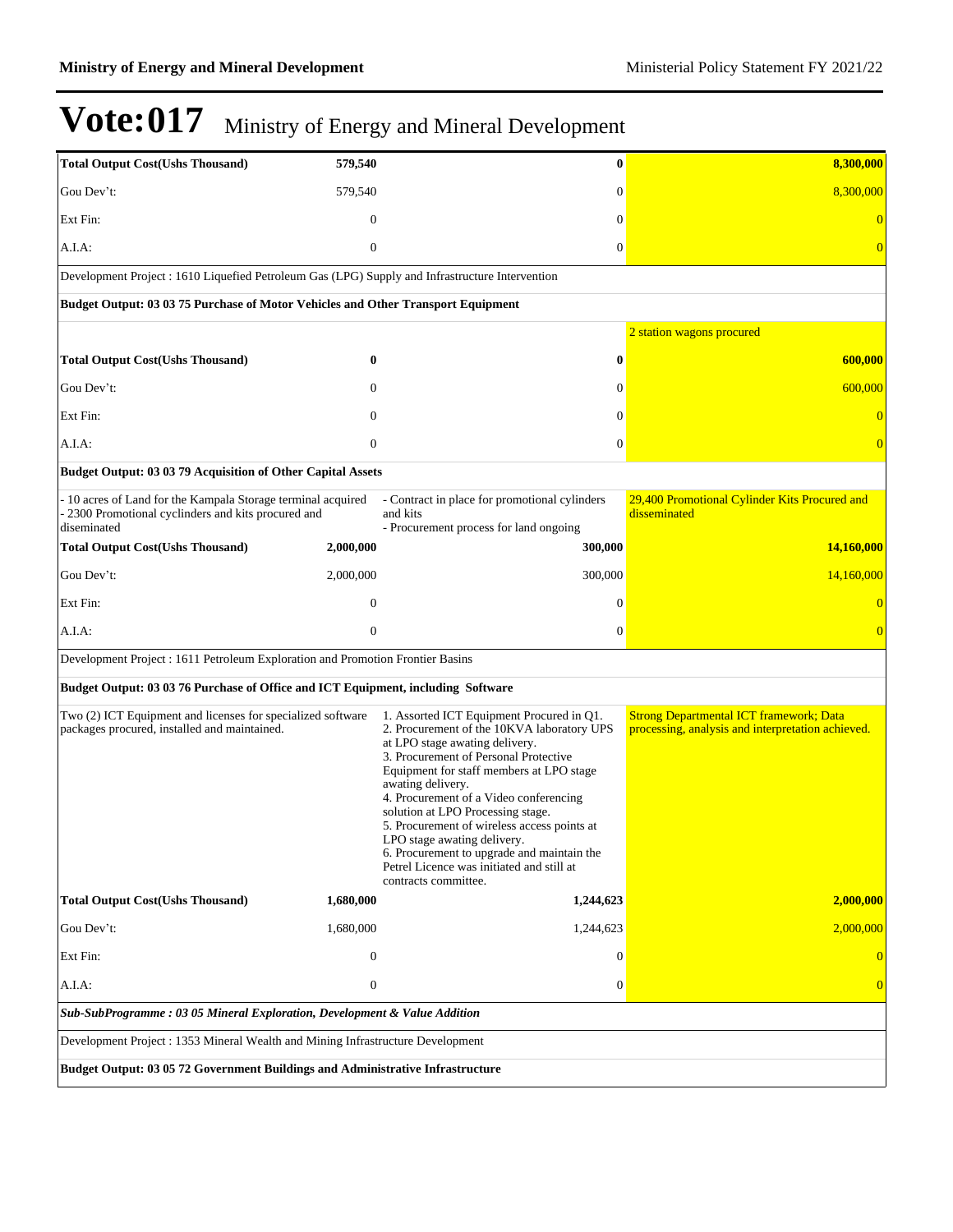# Vote:017 Ministry of Energy and Mineral Development

| | | | |
|---|---|---|---|
| **Total Output Cost(Ushs Thousand)** | **579,540** | **0** | **8,300,000** |
| Gou Dev't: | 579,540 | 0 | 8,300,000 |
| Ext Fin: | 0 | 0 | 0 |
| A.I.A: | 0 | 0 | 0 |
| Development Project : 1610 Liquefied Petroleum Gas (LPG) Supply and Infrastructure Intervention | | | |
| **Budget Output: 03 03 75 Purchase of Motor Vehicles and Other Transport Equipment** | | | |
| | | | 2 station wagons procured |
| **Total Output Cost(Ushs Thousand)** | **0** | **0** | **600,000** |
| Gou Dev't: | 0 | 0 | 600,000 |
| Ext Fin: | 0 | 0 | 0 |
| A.I.A: | 0 | 0 | 0 |
| **Budget Output: 03 03 79 Acquisition of Other Capital Assets** | | | |
| - 10 acres of Land for the Kampala Storage terminal acquired<br>- 2300 Promotional cyclinders and kits procured and diseminated | | - Contract in place for promotional cylinders and kits<br>- Procurement process for land ongoing | 29,400 Promotional Cylinder Kits Procured and disseminated |
| **Total Output Cost(Ushs Thousand)** | **2,000,000** | **300,000** | **14,160,000** |
| Gou Dev't: | 2,000,000 | 300,000 | 14,160,000 |
| Ext Fin: | 0 | 0 | 0 |
| A.I.A: | 0 | 0 | 0 |
| Development Project : 1611 Petroleum Exploration and Promotion Frontier Basins | | | |
| **Budget Output: 03 03 76 Purchase of Office and ICT Equipment, including Software** | | | |
| Two (2) ICT Equipment and licenses for specialized software packages procured, installed and maintained. | | 1. Assorted ICT Equipment Procured in Q1.<br>2. Procurement of the 10KVA laboratory UPS at LPO stage awating delivery.<br>3. Procurement of Personal Protective Equipment for staff members at LPO stage awaing delivery.<br>4. Procurement of a Video conferencing solution at LPO Processing stage.<br>5. Procurement of wireless access points at LPO stage awaing delivery.<br>6. Procurement to upgrade and maintain the Petrel Licence was initiated and still at contracts committee. | Strong Departmental ICT framework; Data processing, analysis and interpretation achieved. |
| **Total Output Cost(Ushs Thousand)** | **1,680,000** | **1,244,623** | **2,000,000** |
| Gou Dev't: | 1,680,000 | 1,244,623 | 2,000,000 |
| Ext Fin: | 0 | 0 | 0 |
| A.I.A: | 0 | 0 | 0 |
| ***Sub-SubProgramme : 03 05 Mineral Exploration, Development & Value Addition*** | | | |
| Development Project : 1353 Mineral Wealth and Mining Infrastructure Development | | | |
| **Budget Output: 03 05 72 Government Buildings and Administrative Infrastructure** | | | |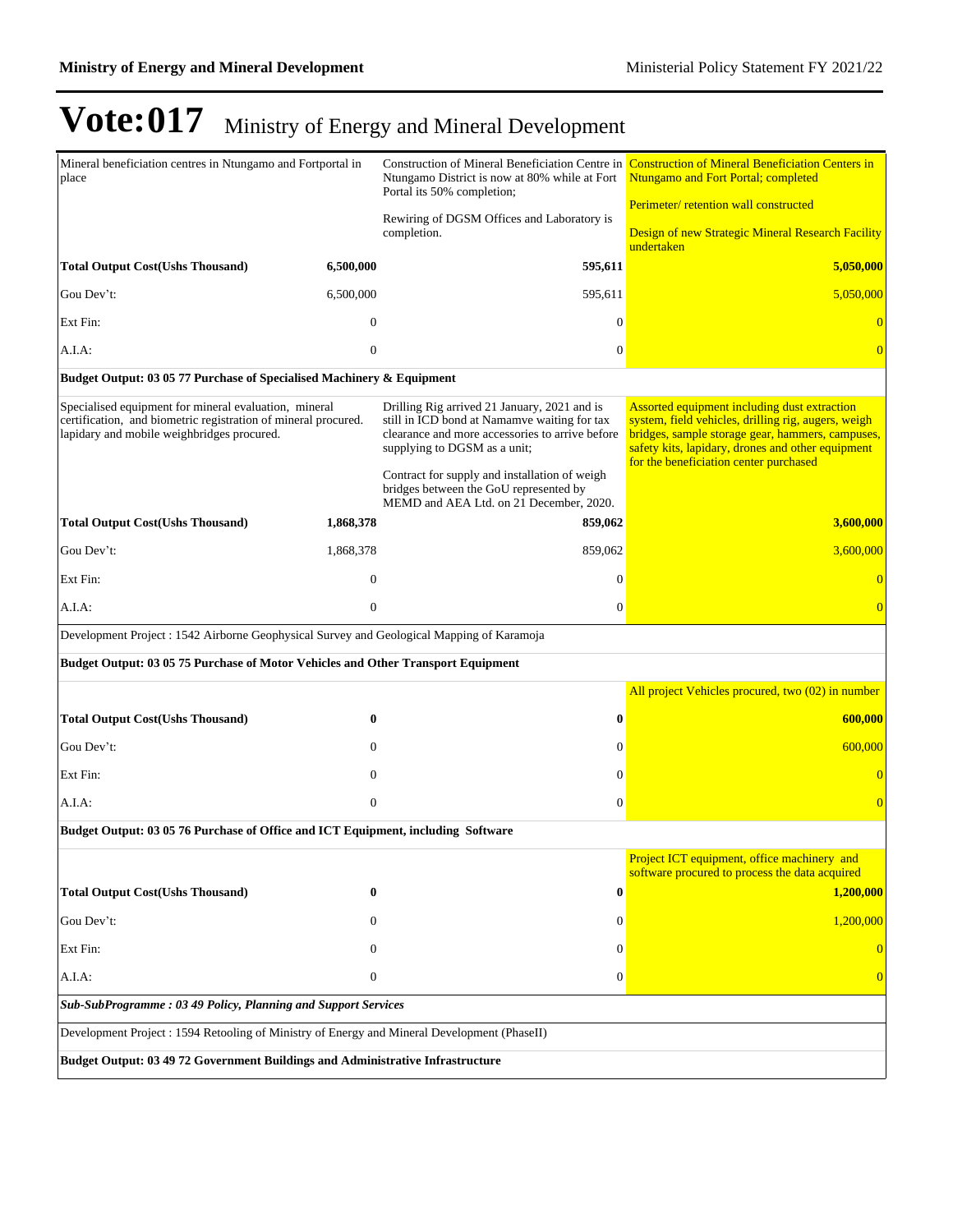# Vote:017 Ministry of Energy and Mineral Development

| | | | |
|---|---|---|---|
| Mineral beneficiation centres in Ntungamo and Fortportal in place | | Construction of Mineral Beneficiation Centre in Ntungamo District is now at 80% while at Fort Portal its 50% completion;<br><br>Rewiring of DGSM Offices and Laboratory is completion. | Construction of Mineral Beneficiation Centers in Ntungamo and Fort Portal; completed<br><br>Perimeter/ retention wall constructed<br><br>Design of new Strategic Mineral Research Facility undertaken |
| **Total Output Cost(Ushs Thousand)** | **6,500,000** | **595,611** | **5,050,000** |
| Gou Dev't: | 6,500,000 | 595,611 | 5,050,000 |
| Ext Fin: | 0 | 0 | 0 |
| A.I.A: | 0 | 0 | 0 |
| **Budget Output: 03 05 77 Purchase of Specialised Machinery & Equipment** | | | |
| Specialised equipment for mineral evaluation, mineral certification, and biometric registration of mineral procured. lapidary and mobile weighbridges procured. | | Drilling Rig arrived 21 January, 2021 and is still in ICD bond at Namamve waiting for tax clearance and more accessories to arrive before supplying to DGSM as a unit;<br><br>Contract for supply and installation of weigh bridges between the GoU represented by MEMD and AEA Ltd. on 21 December, 2020. | Assorted equipment including dust extraction system, field vehicles, drilling rig, augers, weigh bridges, sample storage gear, hammers, campuses, safety kits, lapidary, drones and other equipment for the beneficiation center purchased |
| **Total Output Cost(Ushs Thousand)** | **1,868,378** | **859,062** | **3,600,000** |
| Gou Dev't: | 1,868,378 | 859,062 | 3,600,000 |
| Ext Fin: | 0 | 0 | 0 |
| A.I.A: | 0 | 0 | 0 |
| Development Project : 1542 Airborne Geophysical Survey and Geological Mapping of Karamoja | | | |
| **Budget Output: 03 05 75 Purchase of Motor Vehicles and Other Transport Equipment** | | | |
| | | | All project Vehicles procured, two (02) in number |
| **Total Output Cost(Ushs Thousand)** | **0** | **0** | **600,000** |
| Gou Dev't: | 0 | 0 | 600,000 |
| Ext Fin: | 0 | 0 | 0 |
| A.I.A: | 0 | 0 | 0 |
| **Budget Output: 03 05 76 Purchase of Office and ICT Equipment, including Software** | | | |
| | | | Project ICT equipment, office machinery and software procured to process the data acquired |
| **Total Output Cost(Ushs Thousand)** | **0** | **0** | **1,200,000** |
| Gou Dev't: | 0 | 0 | 1,200,000 |
| Ext Fin: | 0 | 0 | 0 |
| A.I.A: | 0 | 0 | 0 |
| ***Sub-SubProgramme : 03 49 Policy, Planning and Support Services*** | | | |
| Development Project : 1594 Retooling of Ministry of Energy and Mineral Development (PhaseII) | | | |
| **Budget Output: 03 49 72 Government Buildings and Administrative Infrastructure** | | | |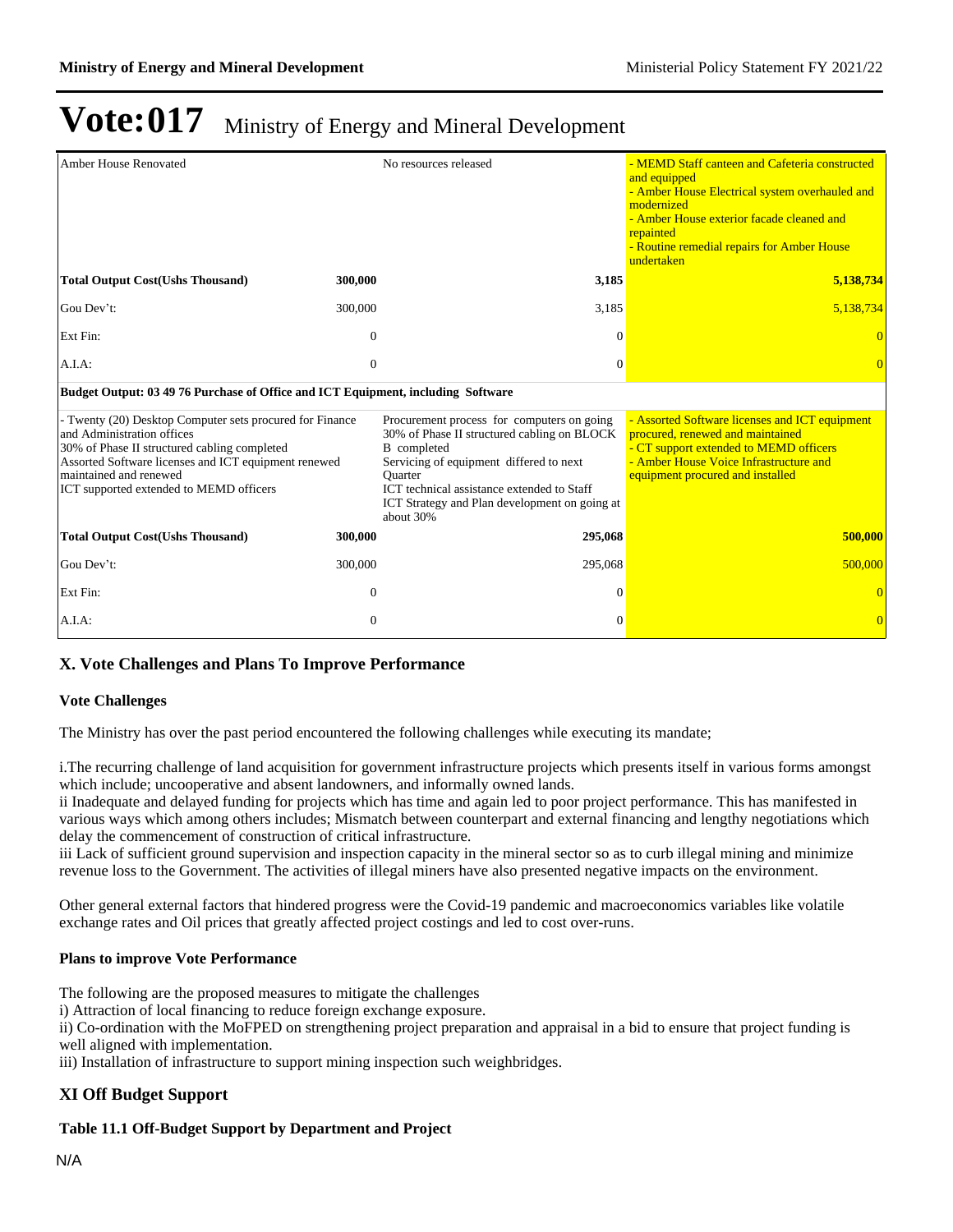# Vote:017 Ministry of Energy and Mineral Development

| | | | |
|---|---|---|---|
| Amber House Renovated | | No resources released | - MEMD Staff canteen and Cafeteria constructed and equipped<br>- Amber House Electrical system overhauled and modernized<br>- Amber House exterior facade cleaned and repainted<br>- Routine remedial repairs for Amber House undertaken |
| **Total Output Cost(Ushs Thousand)** | **300,000** | **3,185** | **5,138,734** |
| Gou Dev't: | 300,000 | 3,185 | 5,138,734 |
| Ext Fin: | 0 | 0 | 0 |
| A.I.A: | 0 | 0 | 0 |
| **Budget Output: 03 49 76 Purchase of Office and ICT Equipment, including Software** | | | |
| - Twenty (20) Desktop Computer sets procured for Finance and Administration offices<br>30% of Phase II structured cabling completed<br>Assorted Software licenses and ICT equipment renewed maintained and renewed<br>ICT supported extended to MEMD officers | | Procurement process for computers on going<br>30% of Phase II structured cabling on BLOCK B completed<br>Servicing of equipment differed to next Quarter<br>ICT technical assistance extended to Staff<br>ICT Strategy and Plan development on going at about 30% | - Assorted Software licenses and ICT equipment procured, renewed and maintained<br>- CT support extended to MEMD officers<br>- Amber House Voice Infrastructure and equipment procured and installed |
| **Total Output Cost(Ushs Thousand)** | **300,000** | **295,068** | **500,000** |
| Gou Dev't: | 300,000 | 295,068 | 500,000 |
| Ext Fin: | 0 | 0 | 0 |
| A.I.A: | 0 | 0 | 0 |

## X. Vote Challenges and Plans To Improve Performance

### Vote Challenges

The Ministry has over the past period encountered the following challenges while executing its mandate;

i.The recurring challenge of land acquisition for government infrastructure projects which presents itself in various forms amongst which include; uncooperative and absent landowners, and informally owned lands.
ii Inadequate and delayed funding for projects which has time and again led to poor project performance. This has manifested in various ways which among others includes; Mismatch between counterpart and external financing and lengthy negotiations which delay the commencement of construction of critical infrastructure.
iii Lack of sufficient ground supervision and inspection capacity in the mineral sector so as to curb illegal mining and minimize revenue loss to the Government. The activities of illegal miners have also presented negative impacts on the environment.

Other general external factors that hindered progress were the Covid-19 pandemic and macroeconomics variables like volatile exchange rates and Oil prices that greatly affected project costings and led to cost over-runs.

### Plans to improve Vote Performance

The following are the proposed measures to mitigate the challenges
i) Attraction of local financing to reduce foreign exchange exposure.
ii) Co-ordination with the MoFPED on strengthening project preparation and appraisal in a bid to ensure that project funding is well aligned with implementation.
iii) Installation of infrastructure to support mining inspection such weighbridges.

## XI Off Budget Support

### Table 11.1 Off-Budget Support by Department and Project

N/A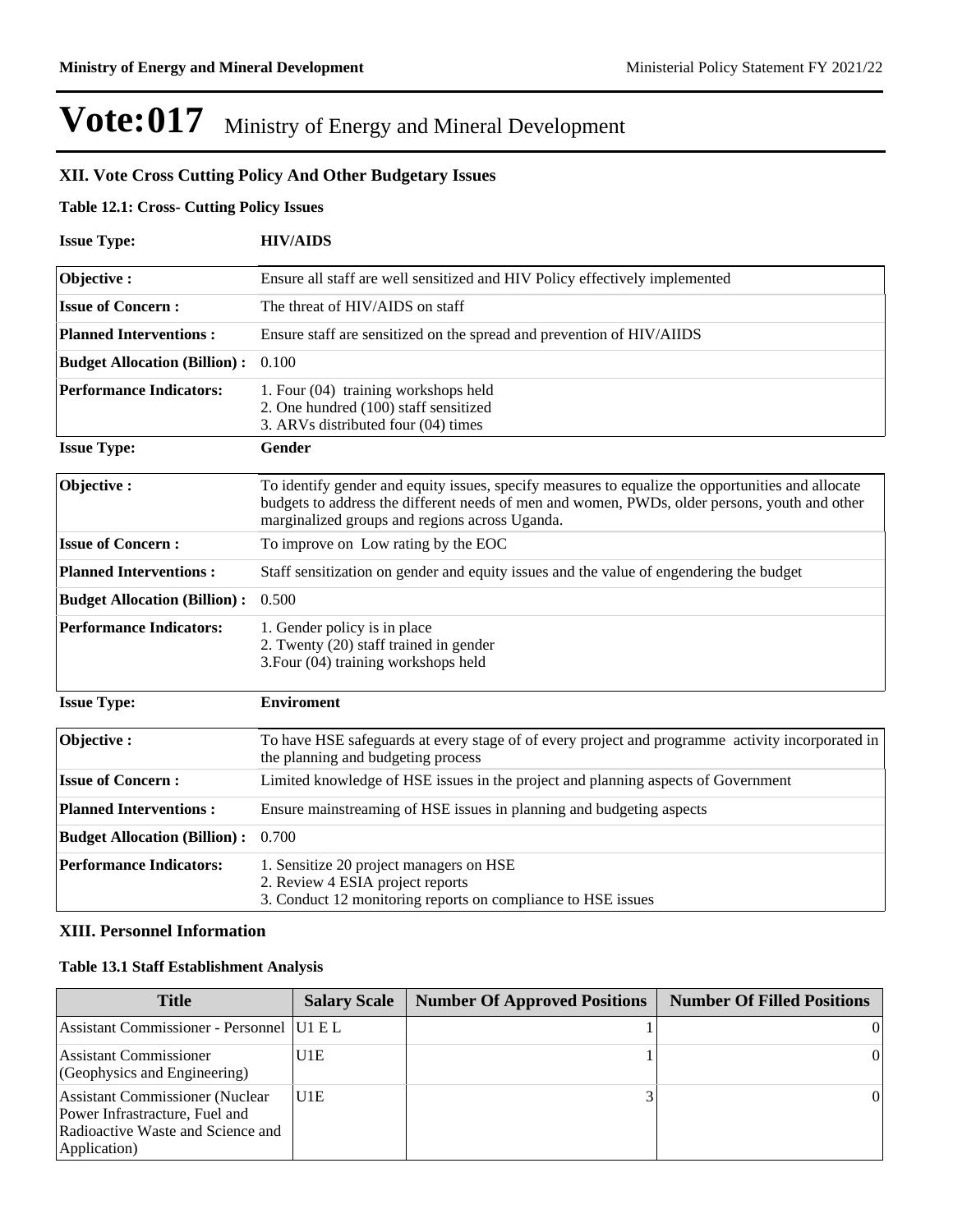# Vote:017 Ministry of Energy and Mineral Development

## XII. Vote Cross Cutting Policy And Other Budgetary Issues

### Table 12.1: Cross- Cutting Policy Issues

**Issue Type:** **HIV/AIDS**

| | |
|---|---|
| **Objective :** | Ensure all staff are well sensitized and HIV Policy effectively implemented |
| **Issue of Concern :** | The threat of HIV/AIDS on staff |
| **Planned Interventions :** | Ensure staff are sensitized on the spread and prevention of HIV/AIIDS |
| **Budget Allocation (Billion) :** | 0.100 |
| **Performance Indicators:** | 1. Four (04) training workshops held<br>2. One hundred (100) staff sensitized<br>3. ARVs distributed four (04) times |

**Issue Type:** **Gender**

| | |
|---|---|
| **Objective :** | To identify gender and equity issues, specify measures to equalize the opportunities and allocate budgets to address the different needs of men and women, PWDs, older persons, youth and other marginalized groups and regions across Uganda. |
| **Issue of Concern :** | To improve on Low rating by the EOC |
| **Planned Interventions :** | Staff sensitization on gender and equity issues and the value of engendering the budget |
| **Budget Allocation (Billion) :** | 0.500 |
| **Performance Indicators:** | 1. Gender policy is in place<br>2. Twenty (20) staff trained in gender<br>3.Four (04) training workshops held |

**Issue Type:** **Enviroment**

| | |
|---|---|
| **Objective :** | To have HSE safeguards at every stage of of every project and programme activity incorporated in the planning and budgeting process |
| **Issue of Concern :** | Limited knowledge of HSE issues in the project and planning aspects of Government |
| **Planned Interventions :** | Ensure mainstreaming of HSE issues in planning and budgeting aspects |
| **Budget Allocation (Billion) :** | 0.700 |
| **Performance Indicators:** | 1. Sensitize 20 project managers on HSE<br>2. Review 4 ESIA project reports<br>3. Conduct 12 monitoring reports on compliance to HSE issues |

## XIII. Personnel Information

### Table 13.1 Staff Establishment Analysis

| Title | Salary Scale | Number Of Approved Positions | Number Of Filled Positions |
|---|---|---|---|
| Assistant Commissioner - Personnel | U1 E L | 1 | 0 |
| Assistant Commissioner (Geophysics and Engineering) | U1E | 1 | 0 |
| Assistant Commissioner (Nuclear Power Infrastracture, Fuel and Radioactive Waste and Science and Application) | U1E | 3 | 0 |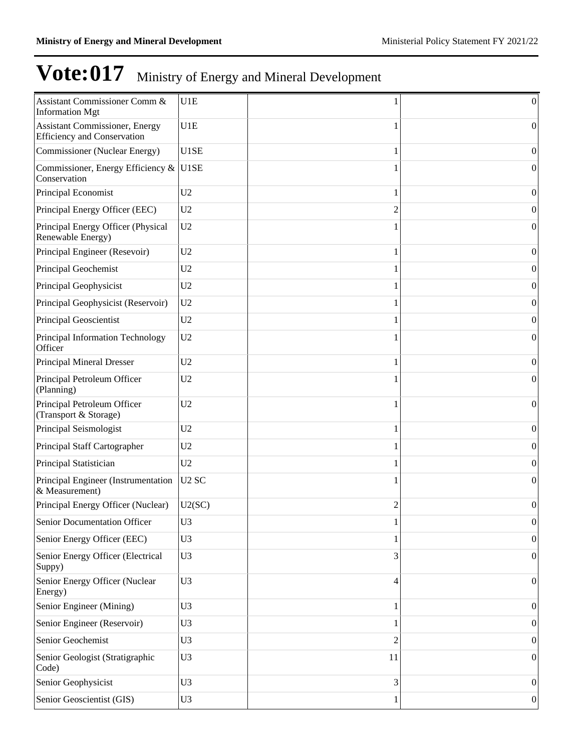# Vote:017 Ministry of Energy and Mineral Development

| | | | |
|---|---|---|---|
| Assistant Commissioner Comm & Information Mgt | U1E | 1 | 0 |
| Assistant Commissioner, Energy Efficiency and Conservation | U1E | 1 | 0 |
| Commissioner (Nuclear Energy) | U1SE | 1 | 0 |
| Commissioner, Energy Efficiency & Conservation | U1SE | 1 | 0 |
| Principal Economist | U2 | 1 | 0 |
| Principal Energy Officer (EEC) | U2 | 2 | 0 |
| Principal Energy Officer (Physical Renewable Energy) | U2 | 1 | 0 |
| Principal Engineer (Resevoir) | U2 | 1 | 0 |
| Principal Geochemist | U2 | 1 | 0 |
| Principal Geophysicist | U2 | 1 | 0 |
| Principal Geophysicist (Reservoir) | U2 | 1 | 0 |
| Principal Geoscientist | U2 | 1 | 0 |
| Principal Information Technology Officer | U2 | 1 | 0 |
| Principal Mineral Dresser | U2 | 1 | 0 |
| Principal Petroleum Officer (Planning) | U2 | 1 | 0 |
| Principal Petroleum Officer (Transport & Storage) | U2 | 1 | 0 |
| Principal Seismologist | U2 | 1 | 0 |
| Principal Staff Cartographer | U2 | 1 | 0 |
| Principal Statistician | U2 | 1 | 0 |
| Principal Engineer (Instrumentation & Measurement) | U2 SC | 1 | 0 |
| Principal Energy Officer (Nuclear) | U2(SC) | 2 | 0 |
| Senior Documentation Officer | U3 | 1 | 0 |
| Senior Energy Officer (EEC) | U3 | 1 | 0 |
| Senior Energy Officer (Electrical Suppy) | U3 | 3 | 0 |
| Senior Energy Officer (Nuclear Energy) | U3 | 4 | 0 |
| Senior Engineer (Mining) | U3 | 1 | 0 |
| Senior Engineer (Reservoir) | U3 | 1 | 0 |
| Senior Geochemist | U3 | 2 | 0 |
| Senior Geologist (Stratigraphic Code) | U3 | 11 | 0 |
| Senior Geophysicist | U3 | 3 | 0 |
| Senior Geoscientist (GIS) | U3 | 1 | 0 |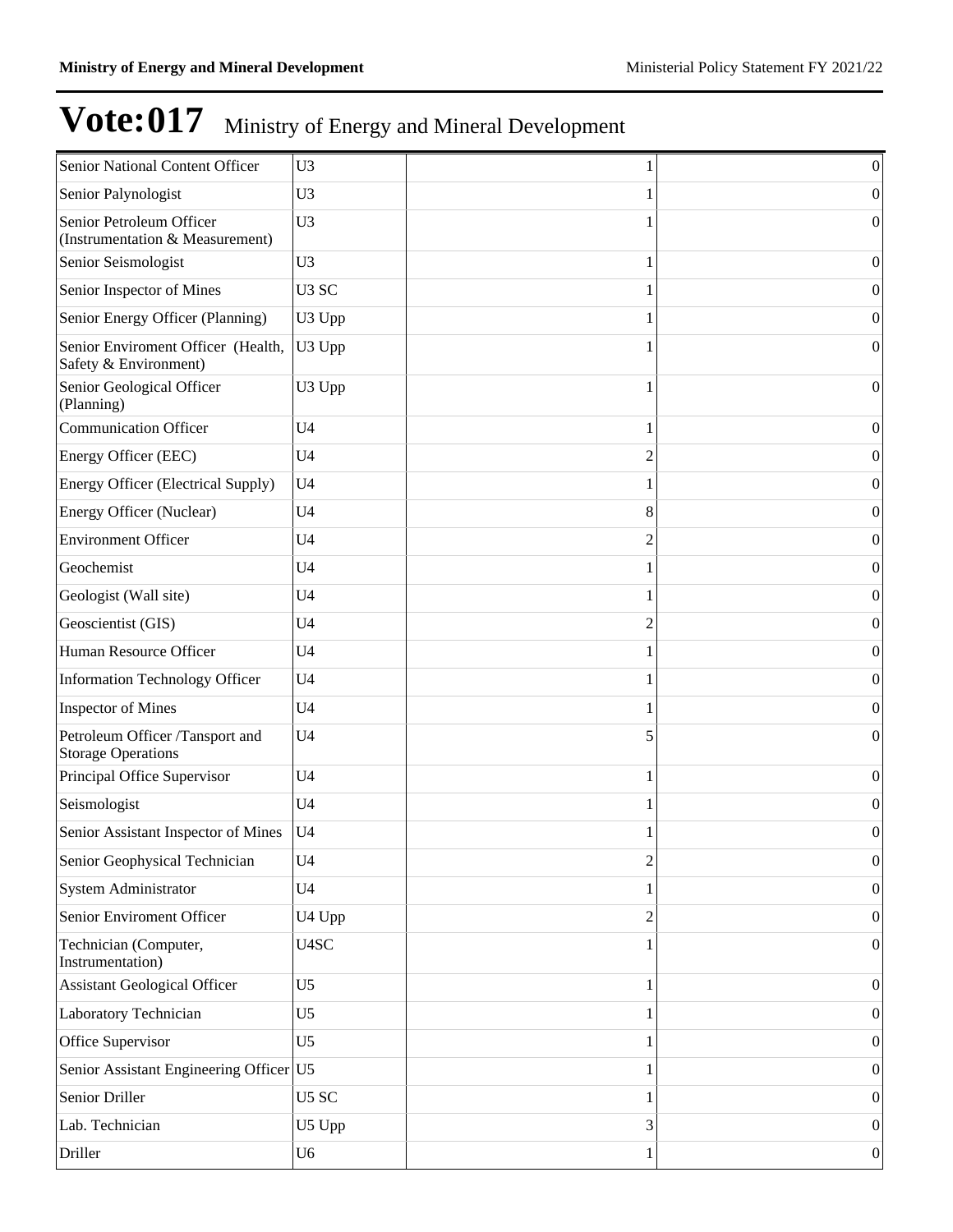# Vote:017 Ministry of Energy and Mineral Development

| | | | |
|---|---|---|---|
| Senior National Content Officer | U3 | 1 | 0 |
| Senior Palynologist | U3 | 1 | 0 |
| Senior Petroleum Officer (Instrumentation & Measurement) | U3 | 1 | 0 |
| Senior Seismologist | U3 | 1 | 0 |
| Senior Inspector of Mines | U3 SC | 1 | 0 |
| Senior Energy Officer (Planning) | U3 Upp | 1 | 0 |
| Senior Enviroment Officer (Health, Safety & Environment) | U3 Upp | 1 | 0 |
| Senior Geological Officer (Planning) | U3 Upp | 1 | 0 |
| Communication Officer | U4 | 1 | 0 |
| Energy Officer (EEC) | U4 | 2 | 0 |
| Energy Officer (Electrical Supply) | U4 | 1 | 0 |
| Energy Officer (Nuclear) | U4 | 8 | 0 |
| Environment Officer | U4 | 2 | 0 |
| Geochemist | U4 | 1 | 0 |
| Geologist (Wall site) | U4 | 1 | 0 |
| Geoscientist (GIS) | U4 | 2 | 0 |
| Human Resource Officer | U4 | 1 | 0 |
| Information Technology Officer | U4 | 1 | 0 |
| Inspector of Mines | U4 | 1 | 0 |
| Petroleum Officer /Tansport and Storage Operations | U4 | 5 | 0 |
| Principal Office Supervisor | U4 | 1 | 0 |
| Seismologist | U4 | 1 | 0 |
| Senior Assistant Inspector of Mines | U4 | 1 | 0 |
| Senior Geophysical Technician | U4 | 2 | 0 |
| System Administrator | U4 | 1 | 0 |
| Senior Enviroment Officer | U4 Upp | 2 | 0 |
| Technician (Computer, Instrumentation) | U4SC | 1 | 0 |
| Assistant Geological Officer | U5 | 1 | 0 |
| Laboratory Technician | U5 | 1 | 0 |
| Office Supervisor | U5 | 1 | 0 |
| Senior Assistant Engineering Officer | U5 | 1 | 0 |
| Senior Driller | U5 SC | 1 | 0 |
| Lab. Technician | U5 Upp | 3 | 0 |
| Driller | U6 | 1 | 0 |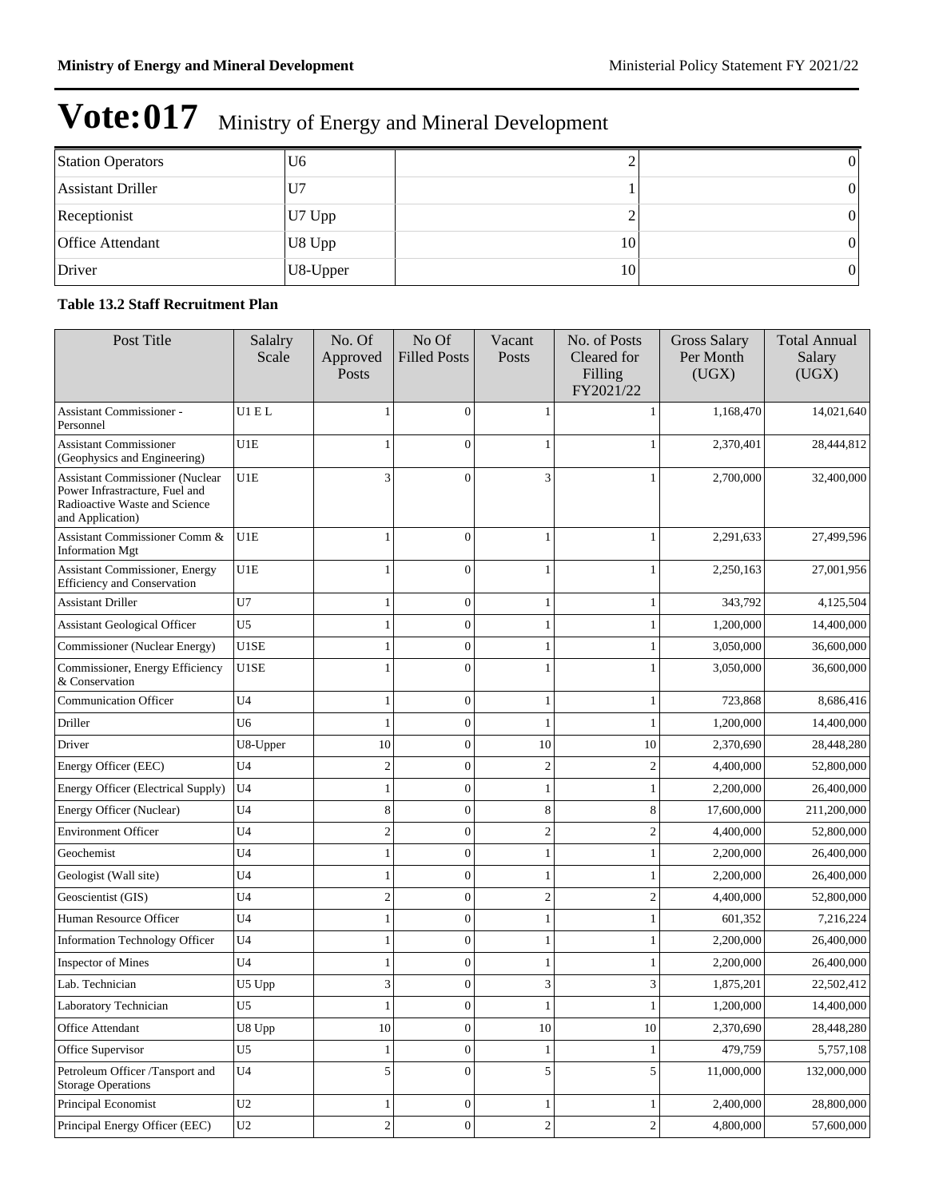# Vote:017 Ministry of Energy and Mineral Development

| | | | |
|---|---|---|---|
| Station Operators | U6 | 2 | 0 |
| Assistant Driller | U7 | 1 | 0 |
| Receptionist | U7 Upp | 2 | 0 |
| Office Attendant | U8 Upp | 10 | 0 |
| Driver | U8-Upper | 10 | 0 |

**Table 13.2 Staff Recruitment Plan**

| Post Title | Salalry Scale | No. Of Approved Posts | No Of Filled Posts | Vacant Posts | No. of Posts Cleared for Filling FY2021/22 | Gross Salary Per Month (UGX) | Total Annual Salary (UGX) |
|---|---|---|---|---|---|---|---|
| Assistant Commissioner - Personnel | U1 E L | 1 | 0 | 1 | 1 | 1,168,470 | 14,021,640 |
| Assistant Commissioner (Geophysics and Engineering) | U1E | 1 | 0 | 1 | 1 | 2,370,401 | 28,444,812 |
| Assistant Commissioner (Nuclear Power Infrastructure, Fuel and Radioactive Waste and Science and Application) | U1E | 3 | 0 | 3 | 1 | 2,700,000 | 32,400,000 |
| Assistant Commissioner Comm & Information Mgt | U1E | 1 | 0 | 1 | 1 | 2,291,633 | 27,499,596 |
| Assistant Commissioner, Energy Efficiency and Conservation | U1E | 1 | 0 | 1 | 1 | 2,250,163 | 27,001,956 |
| Assistant Driller | U7 | 1 | 0 | 1 | 1 | 343,792 | 4,125,504 |
| Assistant Geological Officer | U5 | 1 | 0 | 1 | 1 | 1,200,000 | 14,400,000 |
| Commissioner (Nuclear Energy) | U1SE | 1 | 0 | 1 | 1 | 3,050,000 | 36,600,000 |
| Commissioner, Energy Efficiency & Conservation | U1SE | 1 | 0 | 1 | 1 | 3,050,000 | 36,600,000 |
| Communication Officer | U4 | 1 | 0 | 1 | 1 | 723,868 | 8,686,416 |
| Driller | U6 | 1 | 0 | 1 | 1 | 1,200,000 | 14,400,000 |
| Driver | U8-Upper | 10 | 0 | 10 | 10 | 2,370,690 | 28,448,280 |
| Energy Officer (EEC) | U4 | 2 | 0 | 2 | 2 | 4,400,000 | 52,800,000 |
| Energy Officer (Electrical Supply) | U4 | 1 | 0 | 1 | 1 | 2,200,000 | 26,400,000 |
| Energy Officer (Nuclear) | U4 | 8 | 0 | 8 | 8 | 17,600,000 | 211,200,000 |
| Environment Officer | U4 | 2 | 0 | 2 | 2 | 4,400,000 | 52,800,000 |
| Geochemist | U4 | 1 | 0 | 1 | 1 | 2,200,000 | 26,400,000 |
| Geologist (Wall site) | U4 | 1 | 0 | 1 | 1 | 2,200,000 | 26,400,000 |
| Geoscientist (GIS) | U4 | 2 | 0 | 2 | 2 | 4,400,000 | 52,800,000 |
| Human Resource Officer | U4 | 1 | 0 | 1 | 1 | 601,352 | 7,216,224 |
| Information Technology Officer | U4 | 1 | 0 | 1 | 1 | 2,200,000 | 26,400,000 |
| Inspector of Mines | U4 | 1 | 0 | 1 | 1 | 2,200,000 | 26,400,000 |
| Lab. Technician | U5 Upp | 3 | 0 | 3 | 3 | 1,875,201 | 22,502,412 |
| Laboratory Technician | U5 | 1 | 0 | 1 | 1 | 1,200,000 | 14,400,000 |
| Office Attendant | U8 Upp | 10 | 0 | 10 | 10 | 2,370,690 | 28,448,280 |
| Office Supervisor | U5 | 1 | 0 | 1 | 1 | 479,759 | 5,757,108 |
| Petroleum Officer /Tansport and Storage Operations | U4 | 5 | 0 | 5 | 5 | 11,000,000 | 132,000,000 |
| Principal Economist | U2 | 1 | 0 | 1 | 1 | 2,400,000 | 28,800,000 |
| Principal Energy Officer (EEC) | U2 | 2 | 0 | 2 | 2 | 4,800,000 | 57,600,000 |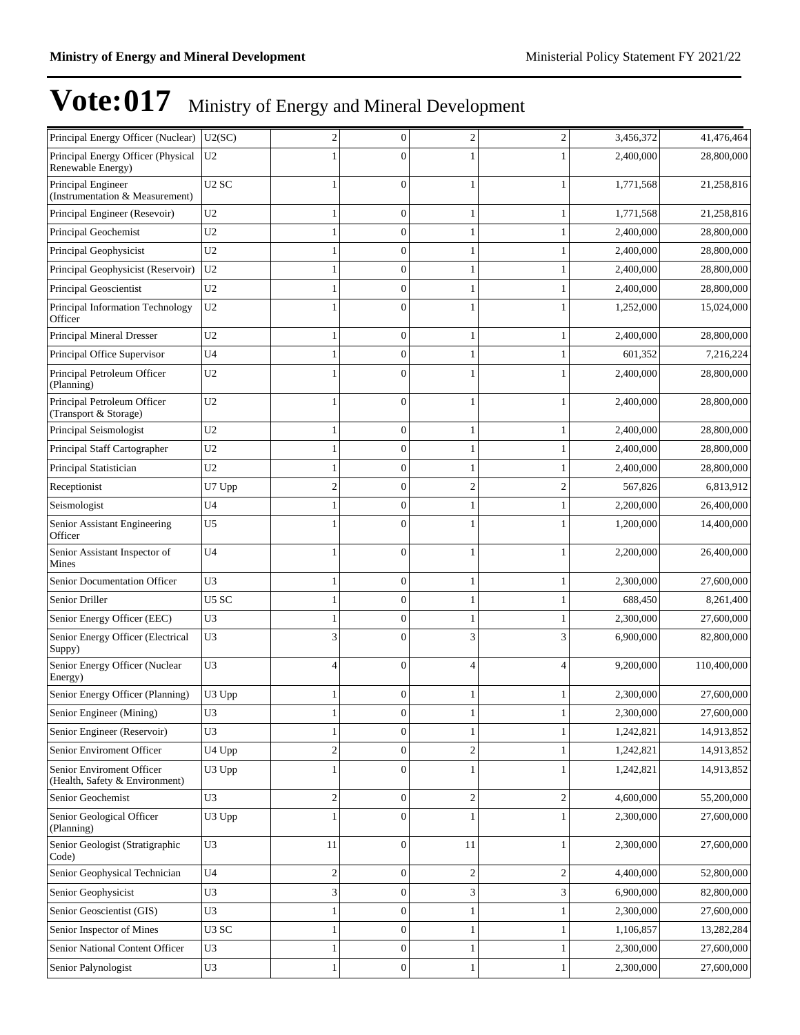# Vote:017 Ministry of Energy and Mineral Development

| | | | | | | | |
|---|---|---|---|---|---|---|---|
| Principal Energy Officer (Nuclear) | U2(SC) | 2 | 0 | 2 | 2 | 3,456,372 | 41,476,464 |
| Principal Energy Officer (Physical Renewable Energy) | U2 | 1 | 0 | 1 | 1 | 2,400,000 | 28,800,000 |
| Principal Engineer (Instrumentation & Measurement) | U2 SC | 1 | 0 | 1 | 1 | 1,771,568 | 21,258,816 |
| Principal Engineer (Resevoir) | U2 | 1 | 0 | 1 | 1 | 1,771,568 | 21,258,816 |
| Principal Geochemist | U2 | 1 | 0 | 1 | 1 | 2,400,000 | 28,800,000 |
| Principal Geophysicist | U2 | 1 | 0 | 1 | 1 | 2,400,000 | 28,800,000 |
| Principal Geophysicist (Reservoir) | U2 | 1 | 0 | 1 | 1 | 2,400,000 | 28,800,000 |
| Principal Geoscientist | U2 | 1 | 0 | 1 | 1 | 2,400,000 | 28,800,000 |
| Principal Information Technology Officer | U2 | 1 | 0 | 1 | 1 | 1,252,000 | 15,024,000 |
| Principal Mineral Dresser | U2 | 1 | 0 | 1 | 1 | 2,400,000 | 28,800,000 |
| Principal Office Supervisor | U4 | 1 | 0 | 1 | 1 | 601,352 | 7,216,224 |
| Principal Petroleum Officer (Planning) | U2 | 1 | 0 | 1 | 1 | 2,400,000 | 28,800,000 |
| Principal Petroleum Officer (Transport & Storage) | U2 | 1 | 0 | 1 | 1 | 2,400,000 | 28,800,000 |
| Principal Seismologist | U2 | 1 | 0 | 1 | 1 | 2,400,000 | 28,800,000 |
| Principal Staff Cartographer | U2 | 1 | 0 | 1 | 1 | 2,400,000 | 28,800,000 |
| Principal Statistician | U2 | 1 | 0 | 1 | 1 | 2,400,000 | 28,800,000 |
| Receptionist | U7 Upp | 2 | 0 | 2 | 2 | 567,826 | 6,813,912 |
| Seismologist | U4 | 1 | 0 | 1 | 1 | 2,200,000 | 26,400,000 |
| Senior Assistant Engineering Officer | U5 | 1 | 0 | 1 | 1 | 1,200,000 | 14,400,000 |
| Senior Assistant Inspector of Mines | U4 | 1 | 0 | 1 | 1 | 2,200,000 | 26,400,000 |
| Senior Documentation Officer | U3 | 1 | 0 | 1 | 1 | 2,300,000 | 27,600,000 |
| Senior Driller | U5 SC | 1 | 0 | 1 | 1 | 688,450 | 8,261,400 |
| Senior Energy Officer (EEC) | U3 | 1 | 0 | 1 | 1 | 2,300,000 | 27,600,000 |
| Senior Energy Officer (Electrical Suppy) | U3 | 3 | 0 | 3 | 3 | 6,900,000 | 82,800,000 |
| Senior Energy Officer (Nuclear Energy) | U3 | 4 | 0 | 4 | 4 | 9,200,000 | 110,400,000 |
| Senior Energy Officer (Planning) | U3 Upp | 1 | 0 | 1 | 1 | 2,300,000 | 27,600,000 |
| Senior Engineer (Mining) | U3 | 1 | 0 | 1 | 1 | 2,300,000 | 27,600,000 |
| Senior Engineer (Reservoir) | U3 | 1 | 0 | 1 | 1 | 1,242,821 | 14,913,852 |
| Senior Enviroment Officer | U4 Upp | 2 | 0 | 2 | 1 | 1,242,821 | 14,913,852 |
| Senior Enviroment Officer (Health, Safety & Environment) | U3 Upp | 1 | 0 | 1 | 1 | 1,242,821 | 14,913,852 |
| Senior Geochemist | U3 | 2 | 0 | 2 | 2 | 4,600,000 | 55,200,000 |
| Senior Geological Officer (Planning) | U3 Upp | 1 | 0 | 1 | 1 | 2,300,000 | 27,600,000 |
| Senior Geologist (Stratigraphic Code) | U3 | 11 | 0 | 11 | 1 | 2,300,000 | 27,600,000 |
| Senior Geophysical Technician | U4 | 2 | 0 | 2 | 2 | 4,400,000 | 52,800,000 |
| Senior Geophysicist | U3 | 3 | 0 | 3 | 3 | 6,900,000 | 82,800,000 |
| Senior Geoscientist (GIS) | U3 | 1 | 0 | 1 | 1 | 2,300,000 | 27,600,000 |
| Senior Inspector of Mines | U3 SC | 1 | 0 | 1 | 1 | 1,106,857 | 13,282,284 |
| Senior National Content Officer | U3 | 1 | 0 | 1 | 1 | 2,300,000 | 27,600,000 |
| Senior Palynologist | U3 | 1 | 0 | 1 | 1 | 2,300,000 | 27,600,000 |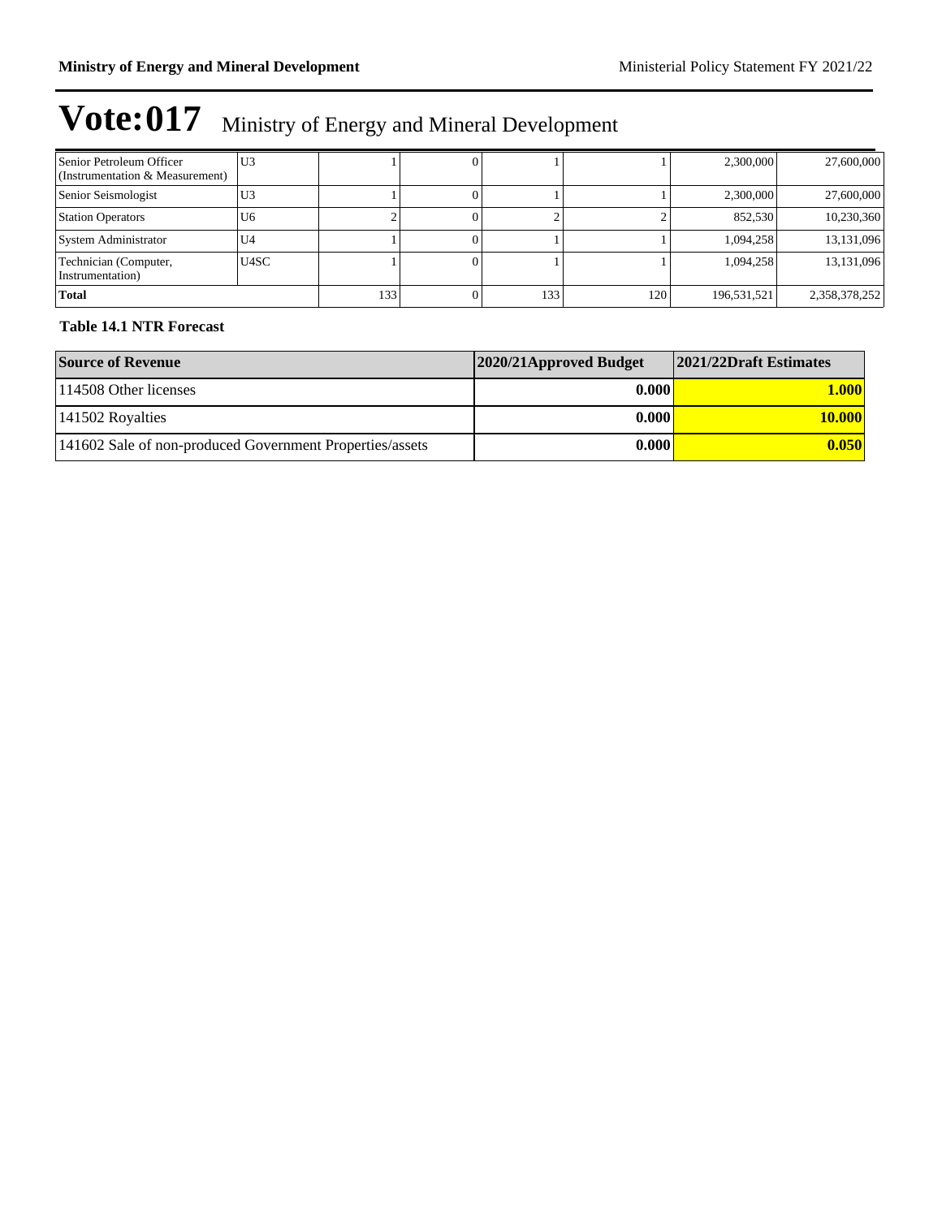# Vote:017 Ministry of Energy and Mineral Development

| | | | | | | | |
|---|---|---|---|---|---|---|---|
| Senior Petroleum Officer (Instrumentation & Measurement) | U3 | 1 | 0 | 1 | 1 | 2,300,000 | 27,600,000 |
| Senior Seismologist | U3 | 1 | 0 | 1 | 1 | 2,300,000 | 27,600,000 |
| Station Operators | U6 | 2 | 0 | 2 | 2 | 852,530 | 10,230,360 |
| System Administrator | U4 | 1 | 0 | 1 | 1 | 1,094,258 | 13,131,096 |
| Technician (Computer, Instrumentation) | U4SC | 1 | 0 | 1 | 1 | 1,094,258 | 13,131,096 |
| **Total** | | 133 | 0 | 133 | 120 | 196,531,521 | 2,358,378,252 |

**Table 14.1 NTR Forecast**

| Source of Revenue | 2020/21Approved Budget | 2021/22Draft Estimates |
|---|---|---|
| 114508 Other licenses | **0.000** | **1.000** |
| 141502 Royalties | **0.000** | **10.000** |
| 141602 Sale of non-produced Government Properties/assets | **0.000** | **0.050** |